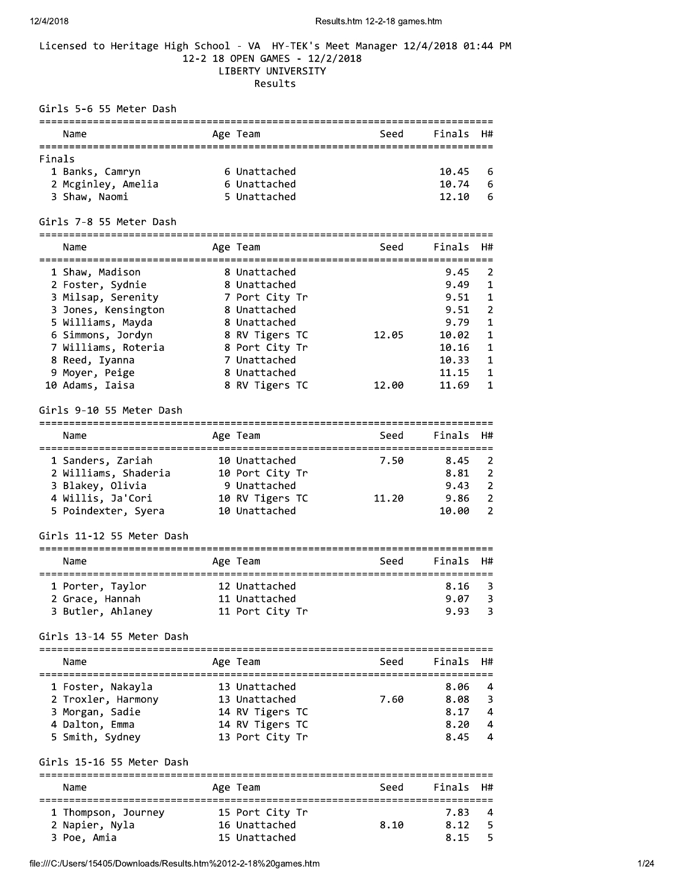Licensed to Heritage High School - VA HY-TEK's Meet Manager 12/4/2018 01:44 PM

# 12-2 18 OPEN GAMES - 12/2/2018

## LIBERTY UNIVERSITY

## Results

### Girls 5-6 55 Meter Dash

Finals

| | Name | Age | Team | Seed | Finals | H# |
|---|---|---|---|---|---|---|
| 1 | Banks, Camryn | 6 | Unattached | | 10.45 | 6 |
| 2 | Mcginley, Amelia | 6 | Unattached | | 10.74 | 6 |
| 3 | Shaw, Naomi | 5 | Unattached | | 12.10 | 6 |

### Girls 7-8 55 Meter Dash

| | Name | Age | Team | Seed | Finals | H# |
|---|---|---|---|---|---|---|
| 1 | Shaw, Madison | 8 | Unattached | | 9.45 | 2 |
| 2 | Foster, Sydnie | 8 | Unattached | | 9.49 | 1 |
| 3 | Milsap, Serenity | 7 | Port City Tr | | 9.51 | 1 |
| 3 | Jones, Kensington | 8 | Unattached | | 9.51 | 2 |
| 5 | Williams, Mayda | 8 | Unattached | | 9.79 | 1 |
| 6 | Simmons, Jordyn | 8 | RV Tigers TC | 12.05 | 10.02 | 1 |
| 7 | Williams, Roteria | 8 | Port City Tr | | 10.16 | 1 |
| 8 | Reed, Iyanna | 7 | Unattached | | 10.33 | 1 |
| 9 | Moyer, Peige | 8 | Unattached | | 11.15 | 1 |
| 10 | Adams, Iaisa | 8 | RV Tigers TC | 12.00 | 11.69 | 1 |

### Girls 9-10 55 Meter Dash

| | Name | Age | Team | Seed | Finals | H# |
|---|---|---|---|---|---|---|
| 1 | Sanders, Zariah | 10 | Unattached | 7.50 | 8.45 | 2 |
| 2 | Williams, Shaderia | 10 | Port City Tr | | 8.81 | 2 |
| 3 | Blakey, Olivia | 9 | Unattached | | 9.43 | 2 |
| 4 | Willis, Ja'Cori | 10 | RV Tigers TC | 11.20 | 9.86 | 2 |
| 5 | Poindexter, Syera | 10 | Unattached | | 10.00 | 2 |

### Girls 11-12 55 Meter Dash

| | Name | Age | Team | Seed | Finals | H# |
|---|---|---|---|---|---|---|
| 1 | Porter, Taylor | 12 | Unattached | | 8.16 | 3 |
| 2 | Grace, Hannah | 11 | Unattached | | 9.07 | 3 |
| 3 | Butler, Ahlaney | 11 | Port City Tr | | 9.93 | 3 |

### Girls 13-14 55 Meter Dash

| | Name | Age | Team | Seed | Finals | H# |
|---|---|---|---|---|---|---|
| 1 | Foster, Nakayla | 13 | Unattached | | 8.06 | 4 |
| 2 | Troxler, Harmony | 13 | Unattached | 7.60 | 8.08 | 3 |
| 3 | Morgan, Sadie | 14 | RV Tigers TC | | 8.17 | 4 |
| 4 | Dalton, Emma | 14 | RV Tigers TC | | 8.20 | 4 |
| 5 | Smith, Sydney | 13 | Port City Tr | | 8.45 | 4 |

### Girls 15-16 55 Meter Dash

| | Name | Age | Team | Seed | Finals | H# |
|---|---|---|---|---|---|---|
| 1 | Thompson, Journey | 15 | Port City Tr | | 7.83 | 4 |
| 2 | Napier, Nyla | 16 | Unattached | 8.10 | 8.12 | 5 |
| 3 | Poe, Amia | 15 | Unattached | | 8.15 | 5 |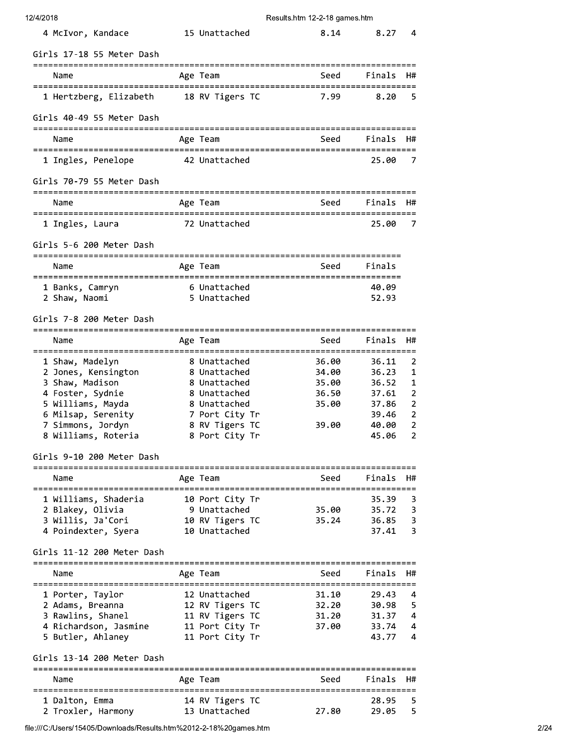| | Name | Age | Team | Seed | Finals | H# |
|---|---|---|---|---|---|---|
| 4 | McIvor, Kandace | 15 | Unattached | 8.14 | 8.27 | 4 |

## Girls 17-18 55 Meter Dash

| | Name | Age | Team | Seed | Finals | H# |
|---|---|---|---|---|---|---|
| 1 | Hertzberg, Elizabeth | 18 | RV Tigers TC | 7.99 | 8.20 | 5 |

## Girls 40-49 55 Meter Dash

| | Name | Age | Team | Seed | Finals | H# |
|---|---|---|---|---|---|---|
| 1 | Ingles, Penelope | 42 | Unattached | | 25.00 | 7 |

## Girls 70-79 55 Meter Dash

| | Name | Age | Team | Seed | Finals | H# |
|---|---|---|---|---|---|---|
| 1 | Ingles, Laura | 72 | Unattached | | 25.00 | 7 |

## Girls 5-6 200 Meter Dash

| | Name | Age | Team | Seed | Finals |
|---|---|---|---|---|---|
| 1 | Banks, Camryn | 6 | Unattached | | 40.09 |
| 2 | Shaw, Naomi | 5 | Unattached | | 52.93 |

## Girls 7-8 200 Meter Dash

| | Name | Age | Team | Seed | Finals | H# |
|---|---|---|---|---|---|---|
| 1 | Shaw, Madelyn | 8 | Unattached | 36.00 | 36.11 | 2 |
| 2 | Jones, Kensington | 8 | Unattached | 34.00 | 36.23 | 1 |
| 3 | Shaw, Madison | 8 | Unattached | 35.00 | 36.52 | 1 |
| 4 | Foster, Sydnie | 8 | Unattached | 36.50 | 37.61 | 2 |
| 5 | Williams, Mayda | 8 | Unattached | 35.00 | 37.86 | 2 |
| 6 | Milsap, Serenity | 7 | Port City Tr | | 39.46 | 2 |
| 7 | Simmons, Jordyn | 8 | RV Tigers TC | 39.00 | 40.00 | 2 |
| 8 | Williams, Roteria | 8 | Port City Tr | | 45.06 | 2 |

## Girls 9-10 200 Meter Dash

| | Name | Age | Team | Seed | Finals | H# |
|---|---|---|---|---|---|---|
| 1 | Williams, Shaderia | 10 | Port City Tr | | 35.39 | 3 |
| 2 | Blakey, Olivia | 9 | Unattached | 35.00 | 35.72 | 3 |
| 3 | Willis, Ja'Cori | 10 | RV Tigers TC | 35.24 | 36.85 | 3 |
| 4 | Poindexter, Syera | 10 | Unattached | | 37.41 | 3 |

## Girls 11-12 200 Meter Dash

| | Name | Age | Team | Seed | Finals | H# |
|---|---|---|---|---|---|---|
| 1 | Porter, Taylor | 12 | Unattached | 31.10 | 29.43 | 4 |
| 2 | Adams, Breanna | 12 | RV Tigers TC | 32.20 | 30.98 | 5 |
| 3 | Rawlins, Shanel | 11 | RV Tigers TC | 31.20 | 31.37 | 4 |
| 4 | Richardson, Jasmine | 11 | Port City Tr | 37.00 | 33.74 | 4 |
| 5 | Butler, Ahlaney | 11 | Port City Tr | | 43.77 | 4 |

## Girls 13-14 200 Meter Dash

| | Name | Age | Team | Seed | Finals | H# |
|---|---|---|---|---|---|---|
| 1 | Dalton, Emma | 14 | RV Tigers TC | | 28.95 | 5 |
| 2 | Troxler, Harmony | 13 | Unattached | 27.80 | 29.05 | 5 |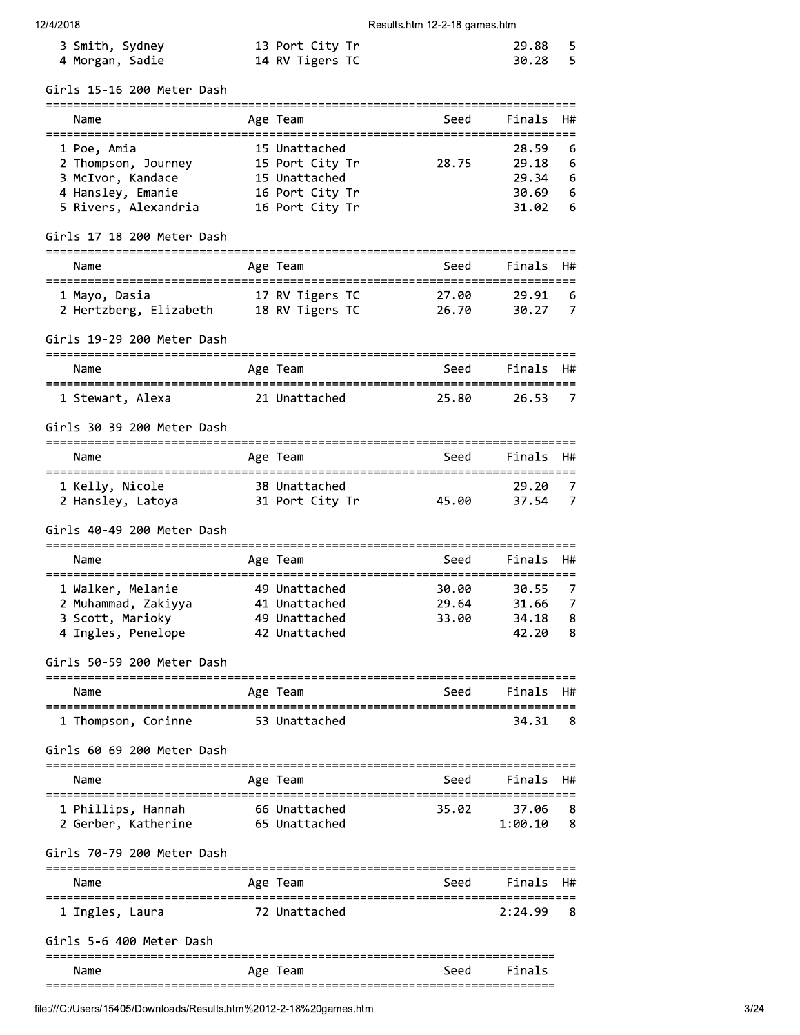| | Name | Age | Team | Seed | Finals | H# |
|---|---|---|---|---|---|---|
| 3 | Smith, Sydney | 13 | Port City Tr | | 29.88 | 5 |
| 4 | Morgan, Sadie | 14 | RV Tigers TC | | 30.28 | 5 |

## Girls 15-16 200 Meter Dash

| | Name | Age | Team | Seed | Finals | H# |
|---|---|---|---|---|---|---|
| 1 | Poe, Amia | 15 | Unattached | | 28.59 | 6 |
| 2 | Thompson, Journey | 15 | Port City Tr | 28.75 | 29.18 | 6 |
| 3 | McIvor, Kandace | 15 | Unattached | | 29.34 | 6 |
| 4 | Hansley, Emanie | 16 | Port City Tr | | 30.69 | 6 |
| 5 | Rivers, Alexandria | 16 | Port City Tr | | 31.02 | 6 |

## Girls 17-18 200 Meter Dash

| | Name | Age | Team | Seed | Finals | H# |
|---|---|---|---|---|---|---|
| 1 | Mayo, Dasia | 17 | RV Tigers TC | 27.00 | 29.91 | 6 |
| 2 | Hertzberg, Elizabeth | 18 | RV Tigers TC | 26.70 | 30.27 | 7 |

## Girls 19-29 200 Meter Dash

| | Name | Age | Team | Seed | Finals | H# |
|---|---|---|---|---|---|---|
| 1 | Stewart, Alexa | 21 | Unattached | 25.80 | 26.53 | 7 |

## Girls 30-39 200 Meter Dash

| | Name | Age | Team | Seed | Finals | H# |
|---|---|---|---|---|---|---|
| 1 | Kelly, Nicole | 38 | Unattached | | 29.20 | 7 |
| 2 | Hansley, Latoya | 31 | Port City Tr | 45.00 | 37.54 | 7 |

## Girls 40-49 200 Meter Dash

| | Name | Age | Team | Seed | Finals | H# |
|---|---|---|---|---|---|---|
| 1 | Walker, Melanie | 49 | Unattached | 30.00 | 30.55 | 7 |
| 2 | Muhammad, Zakiyya | 41 | Unattached | 29.64 | 31.66 | 7 |
| 3 | Scott, Marioky | 49 | Unattached | 33.00 | 34.18 | 8 |
| 4 | Ingles, Penelope | 42 | Unattached | | 42.20 | 8 |

## Girls 50-59 200 Meter Dash

| | Name | Age | Team | Seed | Finals | H# |
|---|---|---|---|---|---|---|
| 1 | Thompson, Corinne | 53 | Unattached | | 34.31 | 8 |

## Girls 60-69 200 Meter Dash

| | Name | Age | Team | Seed | Finals | H# |
|---|---|---|---|---|---|---|
| 1 | Phillips, Hannah | 66 | Unattached | 35.02 | 37.06 | 8 |
| 2 | Gerber, Katherine | 65 | Unattached | | 1:00.10 | 8 |

## Girls 70-79 200 Meter Dash

| | Name | Age | Team | Seed | Finals | H# |
|---|---|---|---|---|---|---|
| 1 | Ingles, Laura | 72 | Unattached | | 2:24.99 | 8 |

## Girls 5-6 400 Meter Dash

| Name | Age | Team | Seed | Finals |
|---|---|---|---|---|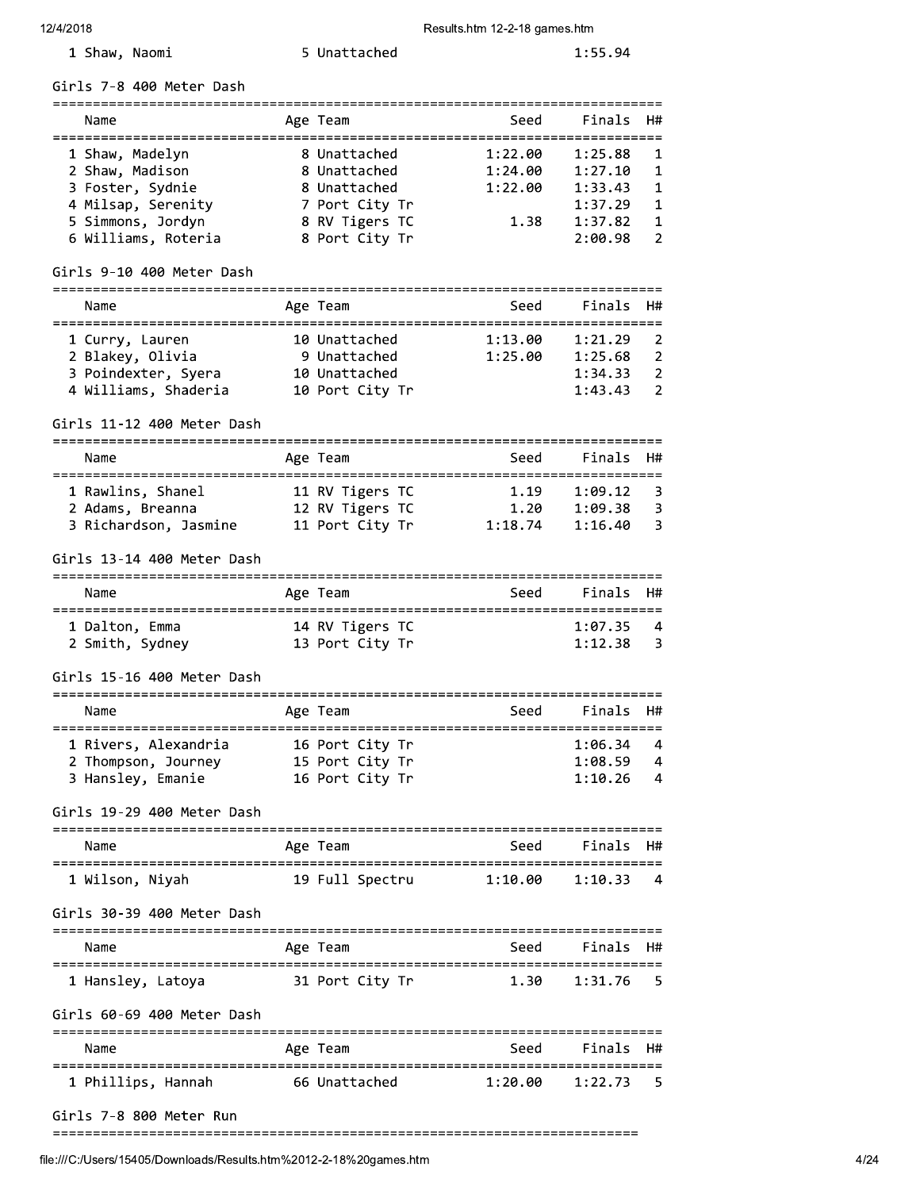| | Name | Age | Team | Finals |
|---|---|---|---|---|
| 1 | Shaw, Naomi | 5 | Unattached | 1:55.94 |

### Girls 7-8 400 Meter Dash

| | Name | Age | Team | Seed | Finals | H# |
|---|---|---|---|---|---|---|
| 1 | Shaw, Madelyn | 8 | Unattached | 1:22.00 | 1:25.88 | 1 |
| 2 | Shaw, Madison | 8 | Unattached | 1:24.00 | 1:27.10 | 1 |
| 3 | Foster, Sydnie | 8 | Unattached | 1:22.00 | 1:33.43 | 1 |
| 4 | Milsap, Serenity | 7 | Port City Tr | | 1:37.29 | 1 |
| 5 | Simmons, Jordyn | 8 | RV Tigers TC | 1.38 | 1:37.82 | 1 |
| 6 | Williams, Roteria | 8 | Port City Tr | | 2:00.98 | 2 |

### Girls 9-10 400 Meter Dash

| | Name | Age | Team | Seed | Finals | H# |
|---|---|---|---|---|---|---|
| 1 | Curry, Lauren | 10 | Unattached | 1:13.00 | 1:21.29 | 2 |
| 2 | Blakey, Olivia | 9 | Unattached | 1:25.00 | 1:25.68 | 2 |
| 3 | Poindexter, Syera | 10 | Unattached | | 1:34.33 | 2 |
| 4 | Williams, Shaderia | 10 | Port City Tr | | 1:43.43 | 2 |

### Girls 11-12 400 Meter Dash

| | Name | Age | Team | Seed | Finals | H# |
|---|---|---|---|---|---|---|
| 1 | Rawlins, Shanel | 11 | RV Tigers TC | 1.19 | 1:09.12 | 3 |
| 2 | Adams, Breanna | 12 | RV Tigers TC | 1.20 | 1:09.38 | 3 |
| 3 | Richardson, Jasmine | 11 | Port City Tr | 1:18.74 | 1:16.40 | 3 |

### Girls 13-14 400 Meter Dash

| | Name | Age | Team | Seed | Finals | H# |
|---|---|---|---|---|---|---|
| 1 | Dalton, Emma | 14 | RV Tigers TC | | 1:07.35 | 4 |
| 2 | Smith, Sydney | 13 | Port City Tr | | 1:12.38 | 3 |

### Girls 15-16 400 Meter Dash

| | Name | Age | Team | Seed | Finals | H# |
|---|---|---|---|---|---|---|
| 1 | Rivers, Alexandria | 16 | Port City Tr | | 1:06.34 | 4 |
| 2 | Thompson, Journey | 15 | Port City Tr | | 1:08.59 | 4 |
| 3 | Hansley, Emanie | 16 | Port City Tr | | 1:10.26 | 4 |

### Girls 19-29 400 Meter Dash

| | Name | Age | Team | Seed | Finals | H# |
|---|---|---|---|---|---|---|
| 1 | Wilson, Niyah | 19 | Full Spectru | 1:10.00 | 1:10.33 | 4 |

### Girls 30-39 400 Meter Dash

| | Name | Age | Team | Seed | Finals | H# |
|---|---|---|---|---|---|---|
| 1 | Hansley, Latoya | 31 | Port City Tr | 1.30 | 1:31.76 | 5 |

### Girls 60-69 400 Meter Dash

| | Name | Age | Team | Seed | Finals | H# |
|---|---|---|---|---|---|---|
| 1 | Phillips, Hannah | 66 | Unattached | 1:20.00 | 1:22.73 | 5 |

### Girls 7-8 800 Meter Run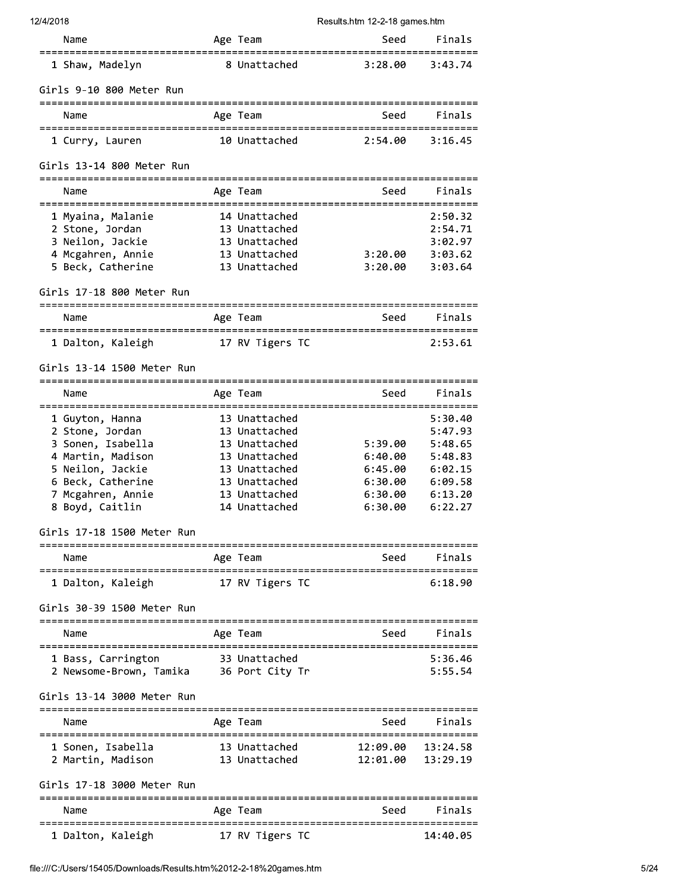| Name | Age | Team | Seed | Finals |
|---|---|---|---|---|
| 1 Shaw, Madelyn | 8 | Unattached | 3:28.00 | 3:43.74 |

Girls 9-10 800 Meter Run

| Name | Age | Team | Seed | Finals |
|---|---|---|---|---|
| 1 Curry, Lauren | 10 | Unattached | 2:54.00 | 3:16.45 |

Girls 13-14 800 Meter Run

| Name | Age | Team | Seed | Finals |
|---|---|---|---|---|
| 1 Myaina, Malanie | 14 | Unattached | | 2:50.32 |
| 2 Stone, Jordan | 13 | Unattached | | 2:54.71 |
| 3 Neilon, Jackie | 13 | Unattached | | 3:02.97 |
| 4 Mcgahren, Annie | 13 | Unattached | 3:20.00 | 3:03.62 |
| 5 Beck, Catherine | 13 | Unattached | 3:20.00 | 3:03.64 |

Girls 17-18 800 Meter Run

| Name | Age | Team | Seed | Finals |
|---|---|---|---|---|
| 1 Dalton, Kaleigh | 17 | RV Tigers TC | | 2:53.61 |

Girls 13-14 1500 Meter Run

| Name | Age | Team | Seed | Finals |
|---|---|---|---|---|
| 1 Guyton, Hanna | 13 | Unattached | | 5:30.40 |
| 2 Stone, Jordan | 13 | Unattached | | 5:47.93 |
| 3 Sonen, Isabella | 13 | Unattached | 5:39.00 | 5:48.65 |
| 4 Martin, Madison | 13 | Unattached | 6:40.00 | 5:48.83 |
| 5 Neilon, Jackie | 13 | Unattached | 6:45.00 | 6:02.15 |
| 6 Beck, Catherine | 13 | Unattached | 6:30.00 | 6:09.58 |
| 7 Mcgahren, Annie | 13 | Unattached | 6:30.00 | 6:13.20 |
| 8 Boyd, Caitlin | 14 | Unattached | 6:30.00 | 6:22.27 |

Girls 17-18 1500 Meter Run

| Name | Age | Team | Seed | Finals |
|---|---|---|---|---|
| 1 Dalton, Kaleigh | 17 | RV Tigers TC | | 6:18.90 |

Girls 30-39 1500 Meter Run

| Name | Age | Team | Seed | Finals |
|---|---|---|---|---|
| 1 Bass, Carrington | 33 | Unattached | | 5:36.46 |
| 2 Newsome-Brown, Tamika | 36 | Port City Tr | | 5:55.54 |

Girls 13-14 3000 Meter Run

| Name | Age | Team | Seed | Finals |
|---|---|---|---|---|
| 1 Sonen, Isabella | 13 | Unattached | 12:09.00 | 13:24.58 |
| 2 Martin, Madison | 13 | Unattached | 12:01.00 | 13:29.19 |

Girls 17-18 3000 Meter Run

| Name | Age | Team | Seed | Finals |
|---|---|---|---|---|
| 1 Dalton, Kaleigh | 17 | RV Tigers TC | | 14:40.05 |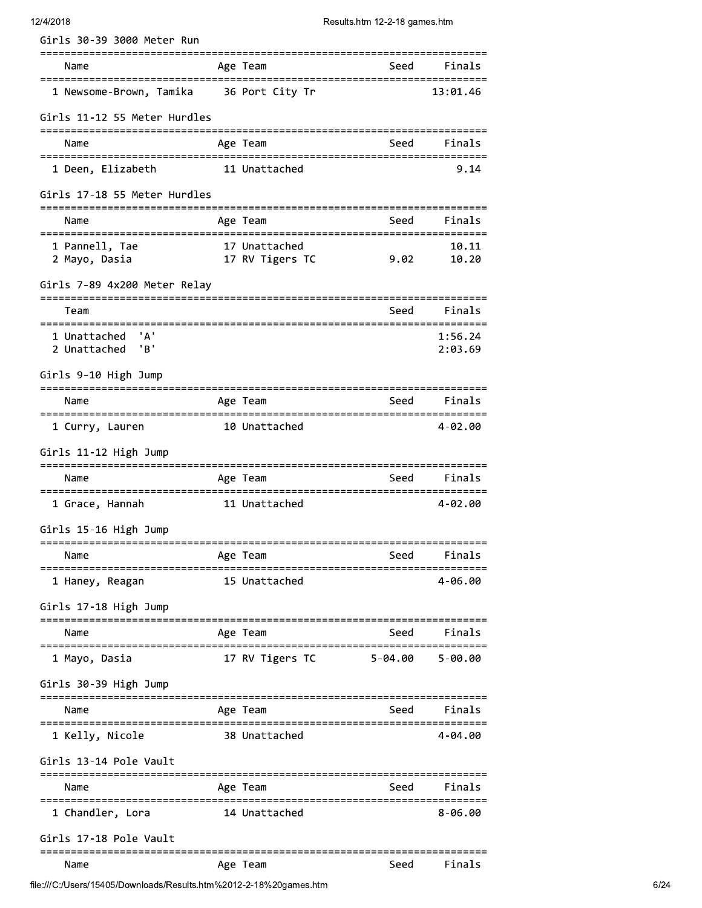## Girls 30-39 3000 Meter Run

| | Name | Age | Team | Seed | Finals |
|---|---|---|---|---|---|
| 1 | Newsome-Brown, Tamika | 36 | Port City Tr | | 13:01.46 |

## Girls 11-12 55 Meter Hurdles

| | Name | Age | Team | Seed | Finals |
|---|---|---|---|---|---|
| 1 | Deen, Elizabeth | 11 | Unattached | | 9.14 |

## Girls 17-18 55 Meter Hurdles

| | Name | Age | Team | Seed | Finals |
|---|---|---|---|---|---|
| 1 | Pannell, Tae | 17 | Unattached | | 10.11 |
| 2 | Mayo, Dasia | 17 | RV Tigers TC | 9.02 | 10.20 |

## Girls 7-89 4x200 Meter Relay

| | Team | Seed | Finals |
|---|---|---|---|
| 1 | Unattached 'A' | | 1:56.24 |
| 2 | Unattached 'B' | | 2:03.69 |

## Girls 9-10 High Jump

| | Name | Age | Team | Seed | Finals |
|---|---|---|---|---|---|
| 1 | Curry, Lauren | 10 | Unattached | | 4-02.00 |

## Girls 11-12 High Jump

| | Name | Age | Team | Seed | Finals |
|---|---|---|---|---|---|
| 1 | Grace, Hannah | 11 | Unattached | | 4-02.00 |

## Girls 15-16 High Jump

| | Name | Age | Team | Seed | Finals |
|---|---|---|---|---|---|
| 1 | Haney, Reagan | 15 | Unattached | | 4-06.00 |

## Girls 17-18 High Jump

| | Name | Age | Team | Seed | Finals |
|---|---|---|---|---|---|
| 1 | Mayo, Dasia | 17 | RV Tigers TC | 5-04.00 | 5-00.00 |

## Girls 30-39 High Jump

| | Name | Age | Team | Seed | Finals |
|---|---|---|---|---|---|
| 1 | Kelly, Nicole | 38 | Unattached | | 4-04.00 |

## Girls 13-14 Pole Vault

| | Name | Age | Team | Seed | Finals |
|---|---|---|---|---|---|
| 1 | Chandler, Lora | 14 | Unattached | | 8-06.00 |

## Girls 17-18 Pole Vault

| | Name | Age | Team | Seed | Finals |
|---|---|---|---|---|---|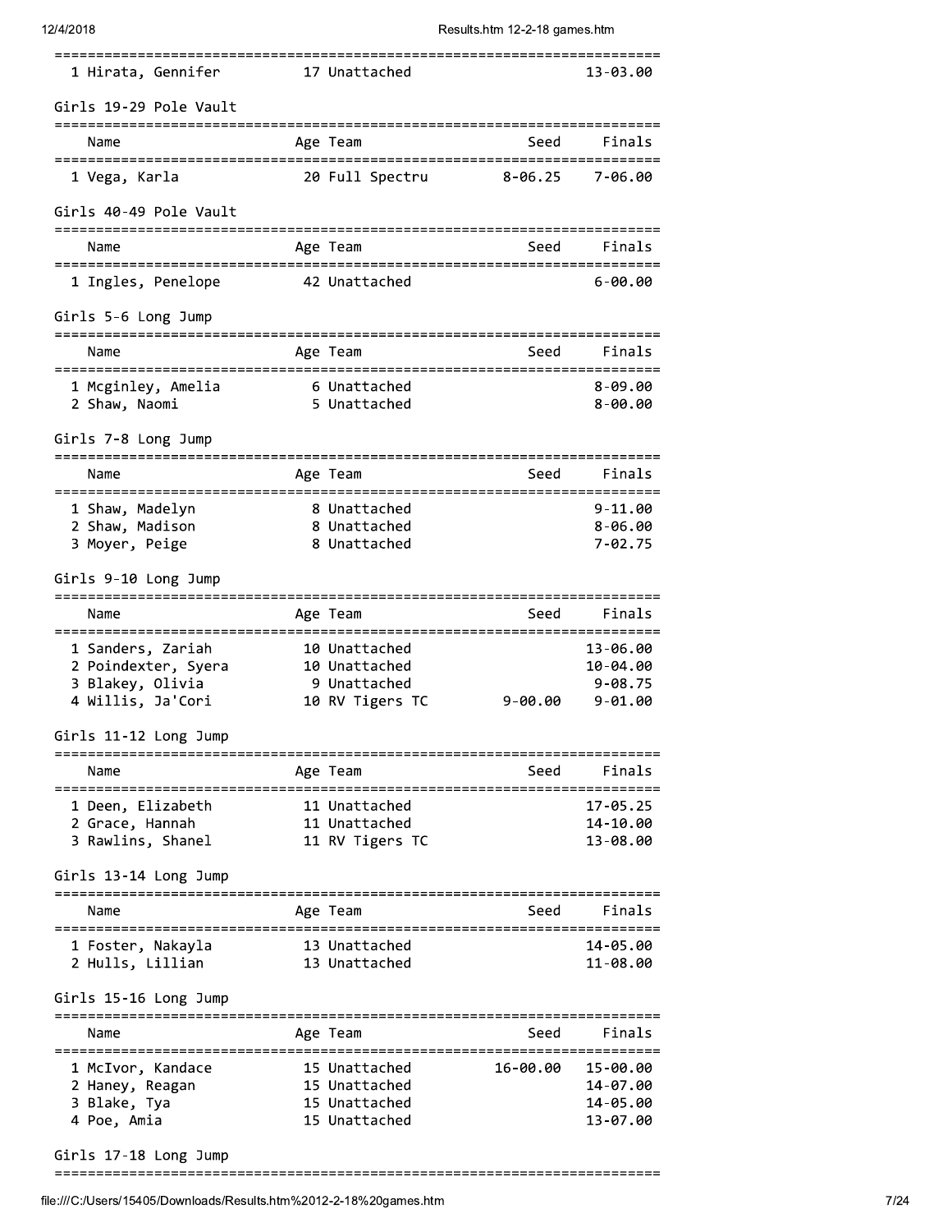| | Name | Age | Team | Seed | Finals |
|---|---|---|---|---|---|
| 1 | Hirata, Gennifer | 17 | Unattached | | 13-03.00 |

### Girls 19-29 Pole Vault

| | Name | Age | Team | Seed | Finals |
|---|---|---|---|---|---|
| 1 | Vega, Karla | 20 | Full Spectru | 8-06.25 | 7-06.00 |

### Girls 40-49 Pole Vault

| | Name | Age | Team | Seed | Finals |
|---|---|---|---|---|---|
| 1 | Ingles, Penelope | 42 | Unattached | | 6-00.00 |

### Girls 5-6 Long Jump

| | Name | Age | Team | Seed | Finals |
|---|---|---|---|---|---|
| 1 | Mcginley, Amelia | 6 | Unattached | | 8-09.00 |
| 2 | Shaw, Naomi | 5 | Unattached | | 8-00.00 |

### Girls 7-8 Long Jump

| | Name | Age | Team | Seed | Finals |
|---|---|---|---|---|---|
| 1 | Shaw, Madelyn | 8 | Unattached | | 9-11.00 |
| 2 | Shaw, Madison | 8 | Unattached | | 8-06.00 |
| 3 | Moyer, Peige | 8 | Unattached | | 7-02.75 |

### Girls 9-10 Long Jump

| | Name | Age | Team | Seed | Finals |
|---|---|---|---|---|---|
| 1 | Sanders, Zariah | 10 | Unattached | | 13-06.00 |
| 2 | Poindexter, Syera | 10 | Unattached | | 10-04.00 |
| 3 | Blakey, Olivia | 9 | Unattached | | 9-08.75 |
| 4 | Willis, Ja'Cori | 10 | RV Tigers TC | 9-00.00 | 9-01.00 |

### Girls 11-12 Long Jump

| | Name | Age | Team | Seed | Finals |
|---|---|---|---|---|---|
| 1 | Deen, Elizabeth | 11 | Unattached | | 17-05.25 |
| 2 | Grace, Hannah | 11 | Unattached | | 14-10.00 |
| 3 | Rawlins, Shanel | 11 | RV Tigers TC | | 13-08.00 |

### Girls 13-14 Long Jump

| | Name | Age | Team | Seed | Finals |
|---|---|---|---|---|---|
| 1 | Foster, Nakayla | 13 | Unattached | | 14-05.00 |
| 2 | Hulls, Lillian | 13 | Unattached | | 11-08.00 |

### Girls 15-16 Long Jump

| | Name | Age | Team | Seed | Finals |
|---|---|---|---|---|---|
| 1 | McIvor, Kandace | 15 | Unattached | 16-00.00 | 15-00.00 |
| 2 | Haney, Reagan | 15 | Unattached | | 14-07.00 |
| 3 | Blake, Tya | 15 | Unattached | | 14-05.00 |
| 4 | Poe, Amia | 15 | Unattached | | 13-07.00 |

### Girls 17-18 Long Jump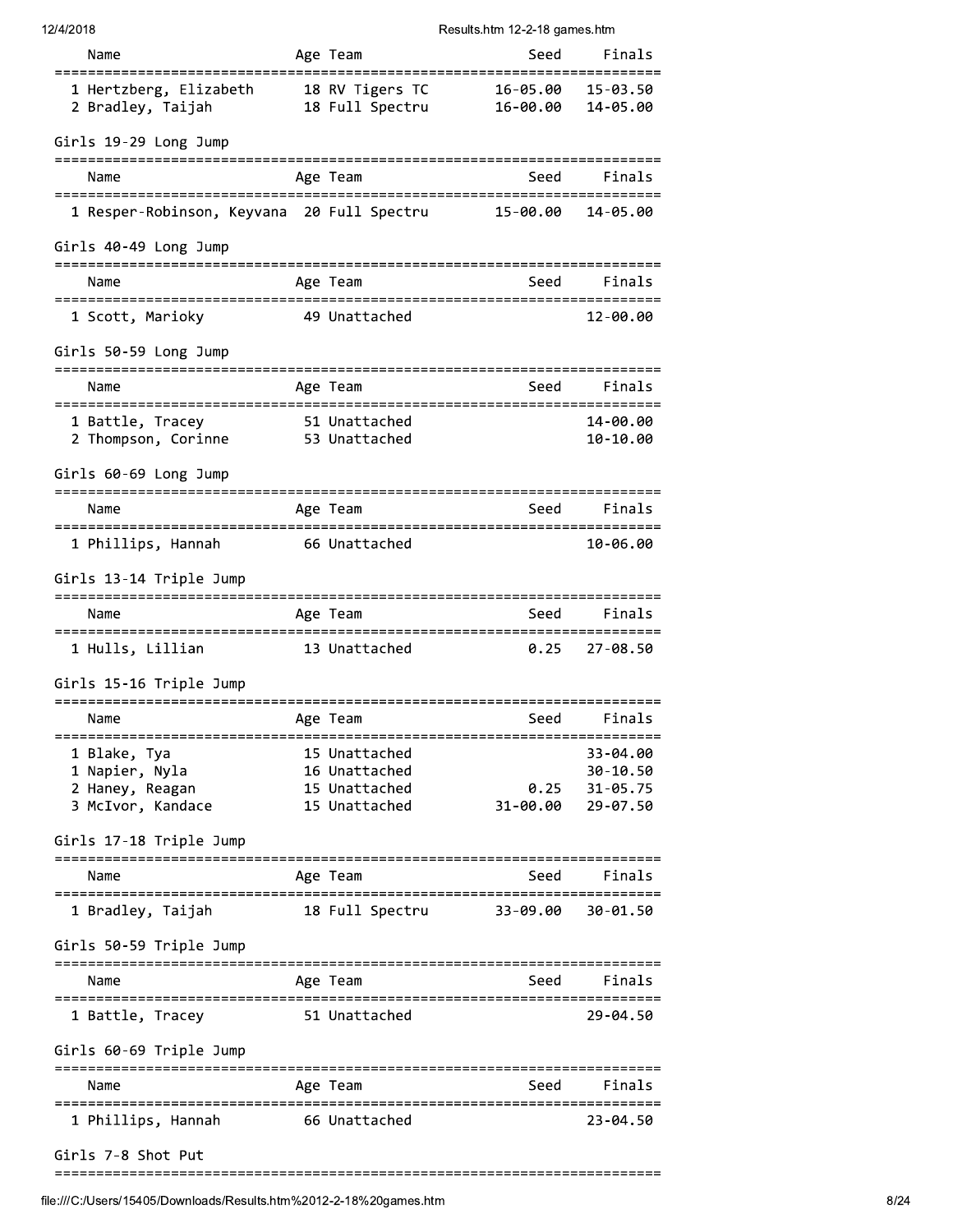| Name | Age | Team | Seed | Finals |
|---|---|---|---|---|
| 1 Hertzberg, Elizabeth | 18 | RV Tigers TC | 16-05.00 | 15-03.50 |
| 2 Bradley, Taijah | 18 | Full Spectru | 16-00.00 | 14-05.00 |

## Girls 19-29 Long Jump

| Name | Age | Team | Seed | Finals |
|---|---|---|---|---|
| 1 Resper-Robinson, Keyvana | 20 | Full Spectru | 15-00.00 | 14-05.00 |

## Girls 40-49 Long Jump

| Name | Age | Team | Seed | Finals |
|---|---|---|---|---|
| 1 Scott, Marioky | 49 | Unattached | | 12-00.00 |

## Girls 50-59 Long Jump

| Name | Age | Team | Seed | Finals |
|---|---|---|---|---|
| 1 Battle, Tracey | 51 | Unattached | | 14-00.00 |
| 2 Thompson, Corinne | 53 | Unattached | | 10-10.00 |

## Girls 60-69 Long Jump

| Name | Age | Team | Seed | Finals |
|---|---|---|---|---|
| 1 Phillips, Hannah | 66 | Unattached | | 10-06.00 |

## Girls 13-14 Triple Jump

| Name | Age | Team | Seed | Finals |
|---|---|---|---|---|
| 1 Hulls, Lillian | 13 | Unattached | 0.25 | 27-08.50 |

## Girls 15-16 Triple Jump

| Name | Age | Team | Seed | Finals |
|---|---|---|---|---|
| 1 Blake, Tya | 15 | Unattached | | 33-04.00 |
| 1 Napier, Nyla | 16 | Unattached | | 30-10.50 |
| 2 Haney, Reagan | 15 | Unattached | 0.25 | 31-05.75 |
| 3 McIvor, Kandace | 15 | Unattached | 31-00.00 | 29-07.50 |

## Girls 17-18 Triple Jump

| Name | Age | Team | Seed | Finals |
|---|---|---|---|---|
| 1 Bradley, Taijah | 18 | Full Spectru | 33-09.00 | 30-01.50 |

## Girls 50-59 Triple Jump

| Name | Age | Team | Seed | Finals |
|---|---|---|---|---|
| 1 Battle, Tracey | 51 | Unattached | | 29-04.50 |

## Girls 60-69 Triple Jump

| Name | Age | Team | Seed | Finals |
|---|---|---|---|---|
| 1 Phillips, Hannah | 66 | Unattached | | 23-04.50 |

## Girls 7-8 Shot Put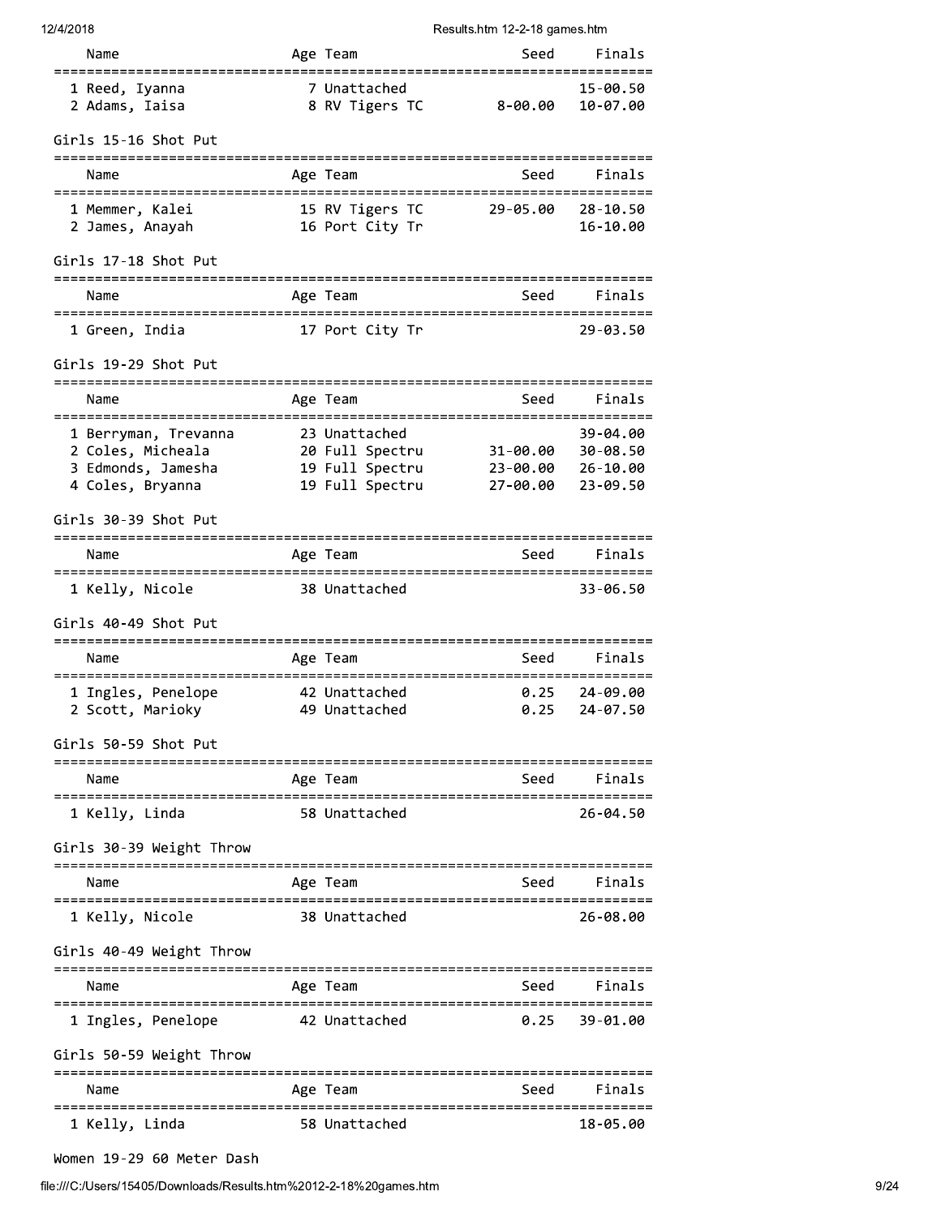| Name | Age | Team | Seed | Finals |
|---|---|---|---|---|
| 1 Reed, Iyanna | 7 | Unattached | | 15-00.50 |
| 2 Adams, Iaisa | 8 | RV Tigers TC | 8-00.00 | 10-07.00 |

Girls 15-16 Shot Put

| Name | Age | Team | Seed | Finals |
|---|---|---|---|---|
| 1 Memmer, Kalei | 15 | RV Tigers TC | 29-05.00 | 28-10.50 |
| 2 James, Anayah | 16 | Port City Tr | | 16-10.00 |

Girls 17-18 Shot Put

| Name | Age | Team | Seed | Finals |
|---|---|---|---|---|
| 1 Green, India | 17 | Port City Tr | | 29-03.50 |

Girls 19-29 Shot Put

| Name | Age | Team | Seed | Finals |
|---|---|---|---|---|
| 1 Berryman, Trevanna | 23 | Unattached | | 39-04.00 |
| 2 Coles, Micheala | 20 | Full Spectru | 31-00.00 | 30-08.50 |
| 3 Edmonds, Jamesha | 19 | Full Spectru | 23-00.00 | 26-10.00 |
| 4 Coles, Bryanna | 19 | Full Spectru | 27-00.00 | 23-09.50 |

Girls 30-39 Shot Put

| Name | Age | Team | Seed | Finals |
|---|---|---|---|---|
| 1 Kelly, Nicole | 38 | Unattached | | 33-06.50 |

Girls 40-49 Shot Put

| Name | Age | Team | Seed | Finals |
|---|---|---|---|---|
| 1 Ingles, Penelope | 42 | Unattached | 0.25 | 24-09.00 |
| 2 Scott, Marioky | 49 | Unattached | 0.25 | 24-07.50 |

Girls 50-59 Shot Put

| Name | Age | Team | Seed | Finals |
|---|---|---|---|---|
| 1 Kelly, Linda | 58 | Unattached | | 26-04.50 |

Girls 30-39 Weight Throw

| Name | Age | Team | Seed | Finals |
|---|---|---|---|---|
| 1 Kelly, Nicole | 38 | Unattached | | 26-08.00 |

Girls 40-49 Weight Throw

| Name | Age | Team | Seed | Finals |
|---|---|---|---|---|
| 1 Ingles, Penelope | 42 | Unattached | 0.25 | 39-01.00 |

Girls 50-59 Weight Throw

| Name | Age | Team | Seed | Finals |
|---|---|---|---|---|
| 1 Kelly, Linda | 58 | Unattached | | 18-05.00 |

Women 19-29 60 Meter Dash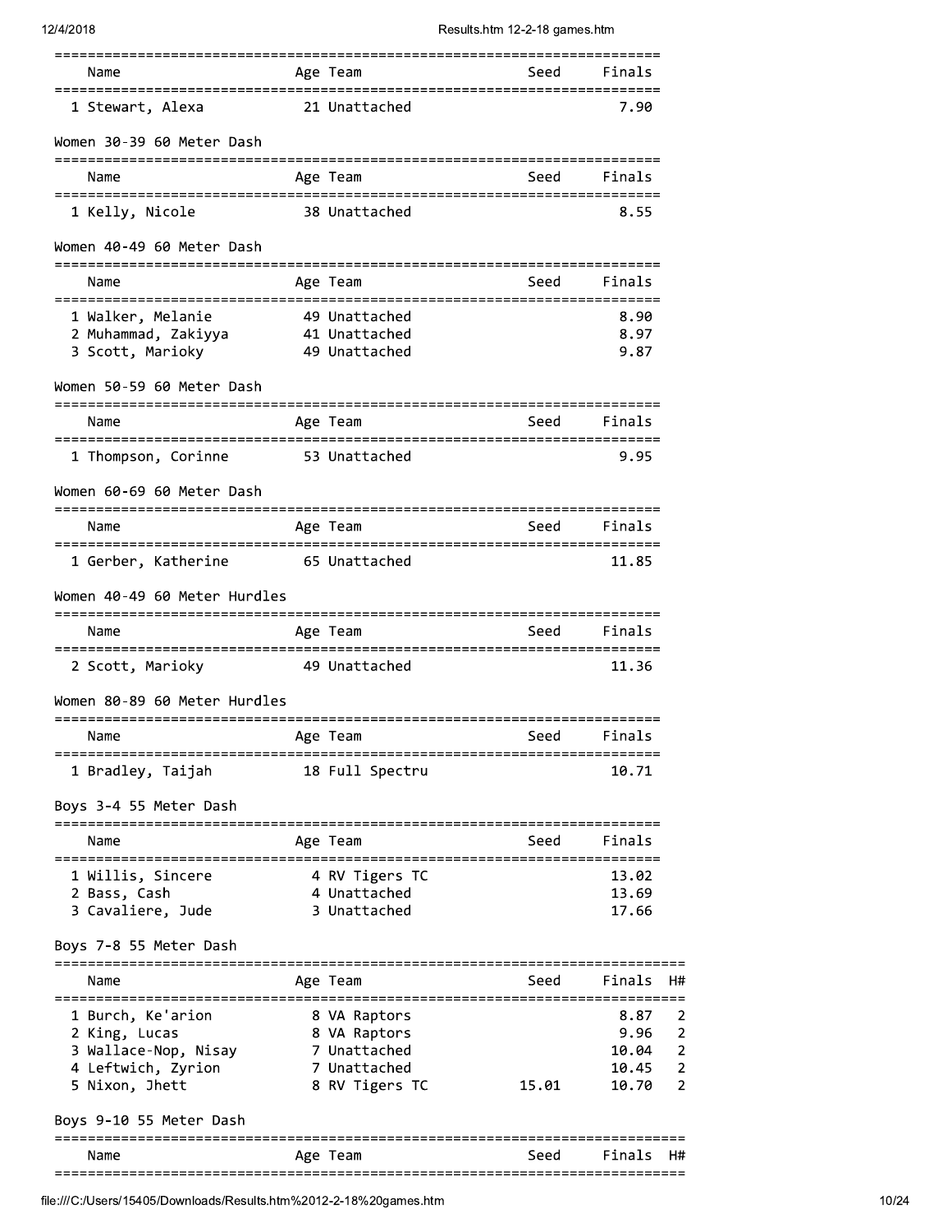| Name | Age | Team | Seed | Finals |
|---|---|---|---|---|
| 1 Stewart, Alexa | 21 | Unattached | | 7.90 |

Women 30-39 60 Meter Dash

| Name | Age | Team | Seed | Finals |
|---|---|---|---|---|
| 1 Kelly, Nicole | 38 | Unattached | | 8.55 |

Women 40-49 60 Meter Dash

| Name | Age | Team | Seed | Finals |
|---|---|---|---|---|
| 1 Walker, Melanie | 49 | Unattached | | 8.90 |
| 2 Muhammad, Zakiyya | 41 | Unattached | | 8.97 |
| 3 Scott, Marioky | 49 | Unattached | | 9.87 |

Women 50-59 60 Meter Dash

| Name | Age | Team | Seed | Finals |
|---|---|---|---|---|
| 1 Thompson, Corinne | 53 | Unattached | | 9.95 |

Women 60-69 60 Meter Dash

| Name | Age | Team | Seed | Finals |
|---|---|---|---|---|
| 1 Gerber, Katherine | 65 | Unattached | | 11.85 |

Women 40-49 60 Meter Hurdles

| Name | Age | Team | Seed | Finals |
|---|---|---|---|---|
| 2 Scott, Marioky | 49 | Unattached | | 11.36 |

Women 80-89 60 Meter Hurdles

| Name | Age | Team | Seed | Finals |
|---|---|---|---|---|
| 1 Bradley, Taijah | 18 | Full Spectru | | 10.71 |

Boys 3-4 55 Meter Dash

| Name | Age | Team | Seed | Finals |
|---|---|---|---|---|
| 1 Willis, Sincere | 4 | RV Tigers TC | | 13.02 |
| 2 Bass, Cash | 4 | Unattached | | 13.69 |
| 3 Cavaliere, Jude | 3 | Unattached | | 17.66 |

Boys 7-8 55 Meter Dash

| Name | Age | Team | Seed | Finals | H# |
|---|---|---|---|---|---|
| 1 Burch, Ke'arion | 8 | VA Raptors | | 8.87 | 2 |
| 2 King, Lucas | 8 | VA Raptors | | 9.96 | 2 |
| 3 Wallace-Nop, Nisay | 7 | Unattached | | 10.04 | 2 |
| 4 Leftwich, Zyrion | 7 | Unattached | | 10.45 | 2 |
| 5 Nixon, Jhett | 8 | RV Tigers TC | 15.01 | 10.70 | 2 |

Boys 9-10 55 Meter Dash

| Name | Age | Team | Seed | Finals | H# |
|---|---|---|---|---|---|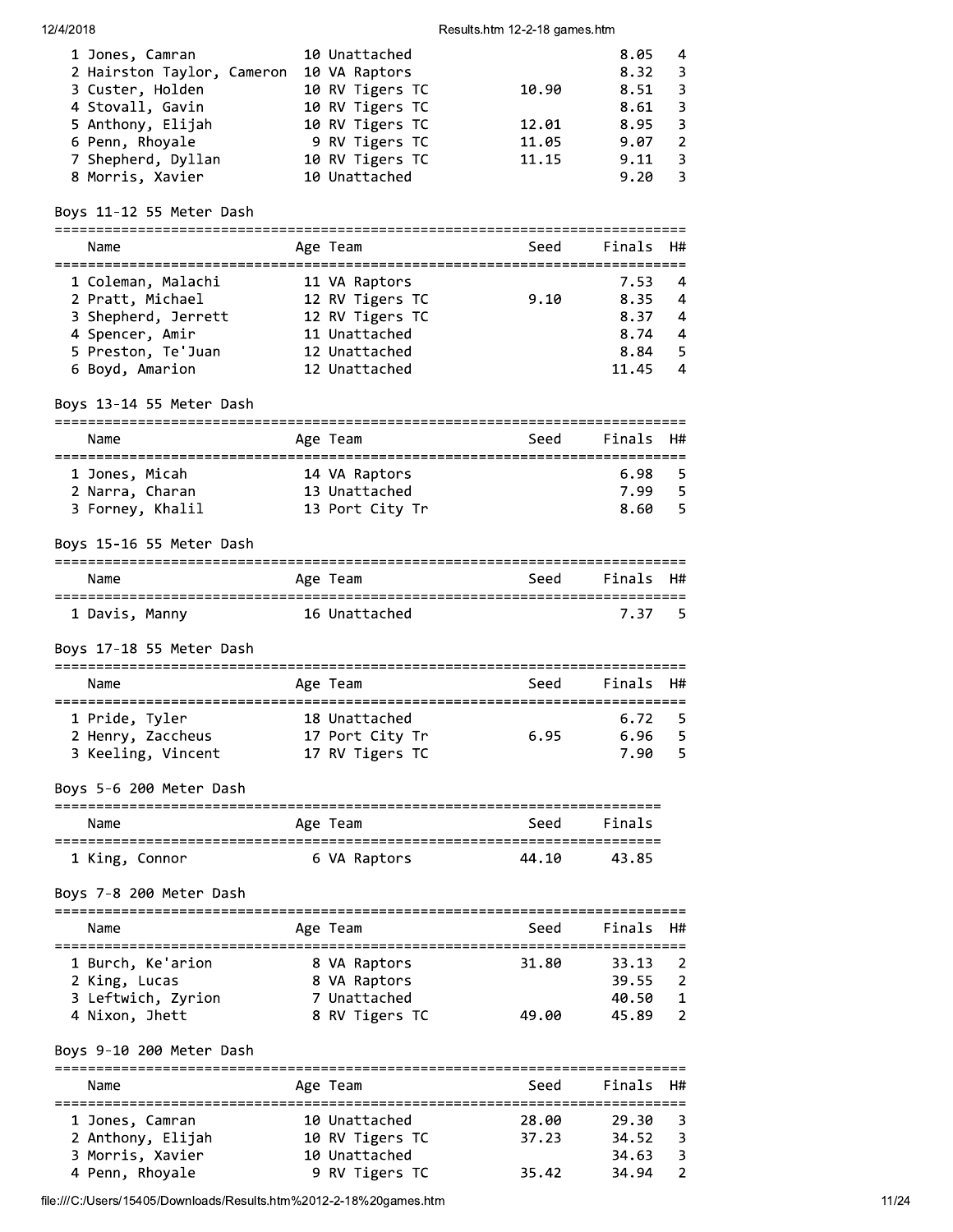| Name | Age | Team | Seed | Finals | H# |
|---|---|---|---|---|---|
| 1 Jones, Camran | 10 | Unattached | | 8.05 | 4 |
| 2 Hairston Taylor, Cameron | 10 | VA Raptors | | 8.32 | 3 |
| 3 Custer, Holden | 10 | RV Tigers TC | 10.90 | 8.51 | 3 |
| 4 Stovall, Gavin | 10 | RV Tigers TC | | 8.61 | 3 |
| 5 Anthony, Elijah | 10 | RV Tigers TC | 12.01 | 8.95 | 3 |
| 6 Penn, Rhoyale | 9 | RV Tigers TC | 11.05 | 9.07 | 2 |
| 7 Shepherd, Dyllan | 10 | RV Tigers TC | 11.15 | 9.11 | 3 |
| 8 Morris, Xavier | 10 | Unattached | | 9.20 | 3 |

## Boys 11-12 55 Meter Dash

| Name | Age | Team | Seed | Finals | H# |
|---|---|---|---|---|---|
| 1 Coleman, Malachi | 11 | VA Raptors | | 7.53 | 4 |
| 2 Pratt, Michael | 12 | RV Tigers TC | 9.10 | 8.35 | 4 |
| 3 Shepherd, Jerrett | 12 | RV Tigers TC | | 8.37 | 4 |
| 4 Spencer, Amir | 11 | Unattached | | 8.74 | 4 |
| 5 Preston, Te'Juan | 12 | Unattached | | 8.84 | 5 |
| 6 Boyd, Amarion | 12 | Unattached | | 11.45 | 4 |

## Boys 13-14 55 Meter Dash

| Name | Age | Team | Seed | Finals | H# |
|---|---|---|---|---|---|
| 1 Jones, Micah | 14 | VA Raptors | | 6.98 | 5 |
| 2 Narra, Charan | 13 | Unattached | | 7.99 | 5 |
| 3 Forney, Khalil | 13 | Port City Tr | | 8.60 | 5 |

## Boys 15-16 55 Meter Dash

| Name | Age | Team | Seed | Finals | H# |
|---|---|---|---|---|---|
| 1 Davis, Manny | 16 | Unattached | | 7.37 | 5 |

## Boys 17-18 55 Meter Dash

| Name | Age | Team | Seed | Finals | H# |
|---|---|---|---|---|---|
| 1 Pride, Tyler | 18 | Unattached | | 6.72 | 5 |
| 2 Henry, Zaccheus | 17 | Port City Tr | 6.95 | 6.96 | 5 |
| 3 Keeling, Vincent | 17 | RV Tigers TC | | 7.90 | 5 |

## Boys 5-6 200 Meter Dash

| Name | Age | Team | Seed | Finals |
|---|---|---|---|---|
| 1 King, Connor | 6 | VA Raptors | 44.10 | 43.85 |

## Boys 7-8 200 Meter Dash

| Name | Age | Team | Seed | Finals | H# |
|---|---|---|---|---|---|
| 1 Burch, Ke'arion | 8 | VA Raptors | 31.80 | 33.13 | 2 |
| 2 King, Lucas | 8 | VA Raptors | | 39.55 | 2 |
| 3 Leftwich, Zyrion | 7 | Unattached | | 40.50 | 1 |
| 4 Nixon, Jhett | 8 | RV Tigers TC | 49.00 | 45.89 | 2 |

## Boys 9-10 200 Meter Dash

| Name | Age | Team | Seed | Finals | H# |
|---|---|---|---|---|---|
| 1 Jones, Camran | 10 | Unattached | 28.00 | 29.30 | 3 |
| 2 Anthony, Elijah | 10 | RV Tigers TC | 37.23 | 34.52 | 3 |
| 3 Morris, Xavier | 10 | Unattached | | 34.63 | 3 |
| 4 Penn, Rhoyale | 9 | RV Tigers TC | 35.42 | 34.94 | 2 |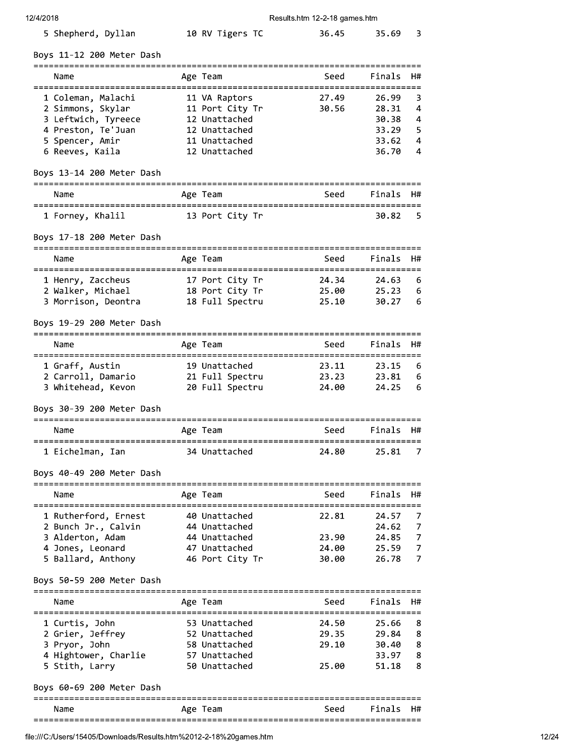| | Name | Age | Team | Seed | Finals | H# |
|---|---|---|---|---|---|---|
| 5 | Shepherd, Dyllan | 10 | RV Tigers TC | 36.45 | 35.69 | 3 |

### Boys 11-12 200 Meter Dash

| | Name | Age | Team | Seed | Finals | H# |
|---|---|---|---|---|---|---|
| 1 | Coleman, Malachi | 11 | VA Raptors | 27.49 | 26.99 | 3 |
| 2 | Simmons, Skylar | 11 | Port City Tr | 30.56 | 28.31 | 4 |
| 3 | Leftwich, Tyreece | 12 | Unattached | | 30.38 | 4 |
| 4 | Preston, Te'Juan | 12 | Unattached | | 33.29 | 5 |
| 5 | Spencer, Amir | 11 | Unattached | | 33.62 | 4 |
| 6 | Reeves, Kaila | 12 | Unattached | | 36.70 | 4 |

### Boys 13-14 200 Meter Dash

| | Name | Age | Team | Seed | Finals | H# |
|---|---|---|---|---|---|---|
| 1 | Forney, Khalil | 13 | Port City Tr | | 30.82 | 5 |

### Boys 17-18 200 Meter Dash

| | Name | Age | Team | Seed | Finals | H# |
|---|---|---|---|---|---|---|
| 1 | Henry, Zaccheus | 17 | Port City Tr | 24.34 | 24.63 | 6 |
| 2 | Walker, Michael | 18 | Port City Tr | 25.00 | 25.23 | 6 |
| 3 | Morrison, Deontra | 18 | Full Spectru | 25.10 | 30.27 | 6 |

### Boys 19-29 200 Meter Dash

| | Name | Age | Team | Seed | Finals | H# |
|---|---|---|---|---|---|---|
| 1 | Graff, Austin | 19 | Unattached | 23.11 | 23.15 | 6 |
| 2 | Carroll, Damario | 21 | Full Spectru | 23.23 | 23.81 | 6 |
| 3 | Whitehead, Kevon | 20 | Full Spectru | 24.00 | 24.25 | 6 |

### Boys 30-39 200 Meter Dash

| | Name | Age | Team | Seed | Finals | H# |
|---|---|---|---|---|---|---|
| 1 | Eichelman, Ian | 34 | Unattached | 24.80 | 25.81 | 7 |

### Boys 40-49 200 Meter Dash

| | Name | Age | Team | Seed | Finals | H# |
|---|---|---|---|---|---|---|
| 1 | Rutherford, Ernest | 40 | Unattached | 22.81 | 24.57 | 7 |
| 2 | Bunch Jr., Calvin | 44 | Unattached | | 24.62 | 7 |
| 3 | Alderton, Adam | 44 | Unattached | 23.90 | 24.85 | 7 |
| 4 | Jones, Leonard | 47 | Unattached | 24.00 | 25.59 | 7 |
| 5 | Ballard, Anthony | 46 | Port City Tr | 30.00 | 26.78 | 7 |

### Boys 50-59 200 Meter Dash

| | Name | Age | Team | Seed | Finals | H# |
|---|---|---|---|---|---|---|
| 1 | Curtis, John | 53 | Unattached | 24.50 | 25.66 | 8 |
| 2 | Grier, Jeffrey | 52 | Unattached | 29.35 | 29.84 | 8 |
| 3 | Pryor, John | 58 | Unattached | 29.10 | 30.40 | 8 |
| 4 | Hightower, Charlie | 57 | Unattached | | 33.97 | 8 |
| 5 | Stith, Larry | 50 | Unattached | 25.00 | 51.18 | 8 |

### Boys 60-69 200 Meter Dash

| | Name | Age | Team | Seed | Finals | H# |
|---|---|---|---|---|---|---|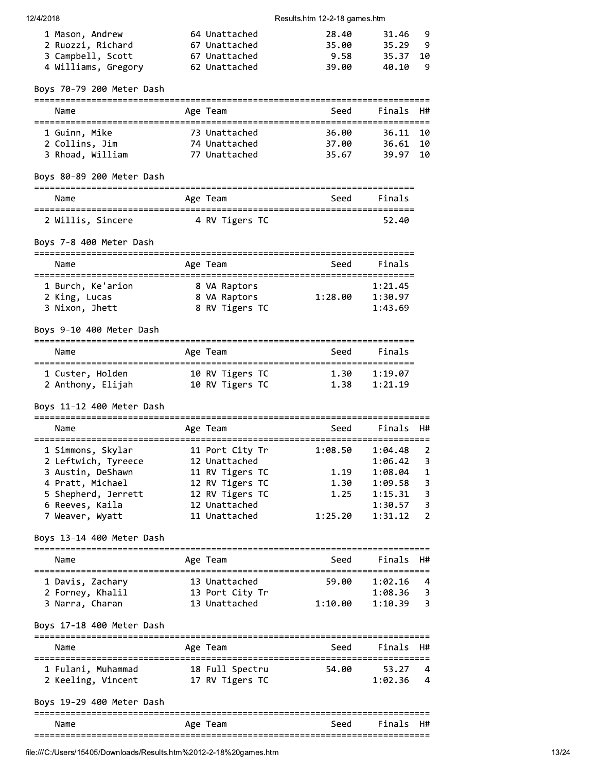| | Name | Age | Team | Seed | Finals | H# |
|---|---|---|---|---|---|---|
| 1 | Mason, Andrew | 64 | Unattached | 28.40 | 31.46 | 9 |
| 2 | Ruozzi, Richard | 67 | Unattached | 35.00 | 35.29 | 9 |
| 3 | Campbell, Scott | 67 | Unattached | 9.58 | 35.37 | 10 |
| 4 | Williams, Gregory | 62 | Unattached | 39.00 | 40.10 | 9 |

## Boys 70-79 200 Meter Dash

| | Name | Age | Team | Seed | Finals | H# |
|---|---|---|---|---|---|---|
| 1 | Guinn, Mike | 73 | Unattached | 36.00 | 36.11 | 10 |
| 2 | Collins, Jim | 74 | Unattached | 37.00 | 36.61 | 10 |
| 3 | Rhoad, William | 77 | Unattached | 35.67 | 39.97 | 10 |

## Boys 80-89 200 Meter Dash

| | Name | Age | Team | Seed | Finals |
|---|---|---|---|---|---|
| 2 | Willis, Sincere | 4 | RV Tigers TC | | 52.40 |

## Boys 7-8 400 Meter Dash

| | Name | Age | Team | Seed | Finals |
|---|---|---|---|---|---|
| 1 | Burch, Ke'arion | 8 | VA Raptors | | 1:21.45 |
| 2 | King, Lucas | 8 | VA Raptors | 1:28.00 | 1:30.97 |
| 3 | Nixon, Jhett | 8 | RV Tigers TC | | 1:43.69 |

## Boys 9-10 400 Meter Dash

| | Name | Age | Team | Seed | Finals |
|---|---|---|---|---|---|
| 1 | Custer, Holden | 10 | RV Tigers TC | 1.30 | 1:19.07 |
| 2 | Anthony, Elijah | 10 | RV Tigers TC | 1.38 | 1:21.19 |

## Boys 11-12 400 Meter Dash

| | Name | Age | Team | Seed | Finals | H# |
|---|---|---|---|---|---|---|
| 1 | Simmons, Skylar | 11 | Port City Tr | 1:08.50 | 1:04.48 | 2 |
| 2 | Leftwich, Tyreece | 12 | Unattached | | 1:06.42 | 3 |
| 3 | Austin, DeShawn | 11 | RV Tigers TC | 1.19 | 1:08.04 | 1 |
| 4 | Pratt, Michael | 12 | RV Tigers TC | 1.30 | 1:09.58 | 3 |
| 5 | Shepherd, Jerrett | 12 | RV Tigers TC | 1.25 | 1:15.31 | 3 |
| 6 | Reeves, Kaila | 12 | Unattached | | 1:30.57 | 3 |
| 7 | Weaver, Wyatt | 11 | Unattached | 1:25.20 | 1:31.12 | 2 |

## Boys 13-14 400 Meter Dash

| | Name | Age | Team | Seed | Finals | H# |
|---|---|---|---|---|---|---|
| 1 | Davis, Zachary | 13 | Unattached | 59.00 | 1:02.16 | 4 |
| 2 | Forney, Khalil | 13 | Port City Tr | | 1:08.36 | 3 |
| 3 | Narra, Charan | 13 | Unattached | 1:10.00 | 1:10.39 | 3 |

## Boys 17-18 400 Meter Dash

| | Name | Age | Team | Seed | Finals | H# |
|---|---|---|---|---|---|---|
| 1 | Fulani, Muhammad | 18 | Full Spectru | 54.00 | 53.27 | 4 |
| 2 | Keeling, Vincent | 17 | RV Tigers TC | | 1:02.36 | 4 |

## Boys 19-29 400 Meter Dash

| Name | Age | Team | Seed | Finals | H# |
|---|---|---|---|---|---|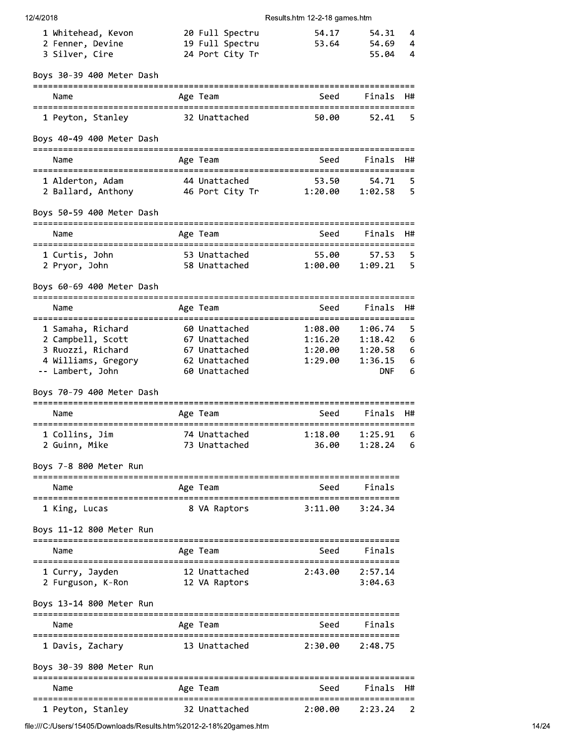| | Name | Age | Team | Seed | Finals | H# |
|---|---|---|---|---|---|---|
| 1 | Whitehead, Kevon | 20 | Full Spectru | 54.17 | 54.31 | 4 |
| 2 | Fenner, Devine | 19 | Full Spectru | 53.64 | 54.69 | 4 |
| 3 | Silver, Cire | 24 | Port City Tr | | 55.04 | 4 |

### Boys 30-39 400 Meter Dash

| | Name | Age | Team | Seed | Finals | H# |
|---|---|---|---|---|---|---|
| 1 | Peyton, Stanley | 32 | Unattached | 50.00 | 52.41 | 5 |

### Boys 40-49 400 Meter Dash

| | Name | Age | Team | Seed | Finals | H# |
|---|---|---|---|---|---|---|
| 1 | Alderton, Adam | 44 | Unattached | 53.50 | 54.71 | 5 |
| 2 | Ballard, Anthony | 46 | Port City Tr | 1:20.00 | 1:02.58 | 5 |

### Boys 50-59 400 Meter Dash

| | Name | Age | Team | Seed | Finals | H# |
|---|---|---|---|---|---|---|
| 1 | Curtis, John | 53 | Unattached | 55.00 | 57.53 | 5 |
| 2 | Pryor, John | 58 | Unattached | 1:00.00 | 1:09.21 | 5 |

### Boys 60-69 400 Meter Dash

| | Name | Age | Team | Seed | Finals | H# |
|---|---|---|---|---|---|---|
| 1 | Samaha, Richard | 60 | Unattached | 1:08.00 | 1:06.74 | 5 |
| 2 | Campbell, Scott | 67 | Unattached | 1:16.20 | 1:18.42 | 6 |
| 3 | Ruozzi, Richard | 67 | Unattached | 1:20.00 | 1:20.58 | 6 |
| 4 | Williams, Gregory | 62 | Unattached | 1:29.00 | 1:36.15 | 6 |
| -- | Lambert, John | 60 | Unattached | | DNF | 6 |

### Boys 70-79 400 Meter Dash

| | Name | Age | Team | Seed | Finals | H# |
|---|---|---|---|---|---|---|
| 1 | Collins, Jim | 74 | Unattached | 1:18.00 | 1:25.91 | 6 |
| 2 | Guinn, Mike | 73 | Unattached | 36.00 | 1:28.24 | 6 |

### Boys 7-8 800 Meter Run

| | Name | Age | Team | Seed | Finals |
|---|---|---|---|---|---|
| 1 | King, Lucas | 8 | VA Raptors | 3:11.00 | 3:24.34 |

### Boys 11-12 800 Meter Run

| | Name | Age | Team | Seed | Finals |
|---|---|---|---|---|---|
| 1 | Curry, Jayden | 12 | Unattached | 2:43.00 | 2:57.14 |
| 2 | Furguson, K-Ron | 12 | VA Raptors | | 3:04.63 |

### Boys 13-14 800 Meter Run

| | Name | Age | Team | Seed | Finals |
|---|---|---|---|---|---|
| 1 | Davis, Zachary | 13 | Unattached | 2:30.00 | 2:48.75 |

### Boys 30-39 800 Meter Run

| | Name | Age | Team | Seed | Finals | H# |
|---|---|---|---|---|---|---|
| 1 | Peyton, Stanley | 32 | Unattached | 2:00.00 | 2:23.24 | 2 |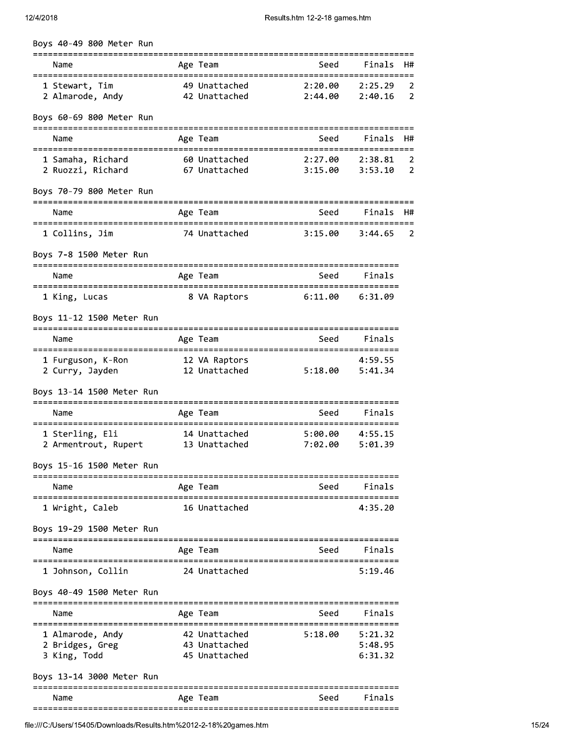## Boys 40-49 800 Meter Run

| | Name | Age | Team | Seed | Finals | H# |
|---|---|---|---|---|---|---|
| 1 | Stewart, Tim | 49 | Unattached | 2:20.00 | 2:25.29 | 2 |
| 2 | Almarode, Andy | 42 | Unattached | 2:44.00 | 2:40.16 | 2 |

## Boys 60-69 800 Meter Run

| | Name | Age | Team | Seed | Finals | H# |
|---|---|---|---|---|---|---|
| 1 | Samaha, Richard | 60 | Unattached | 2:27.00 | 2:38.81 | 2 |
| 2 | Ruozzi, Richard | 67 | Unattached | 3:15.00 | 3:53.10 | 2 |

## Boys 70-79 800 Meter Run

| | Name | Age | Team | Seed | Finals | H# |
|---|---|---|---|---|---|---|
| 1 | Collins, Jim | 74 | Unattached | 3:15.00 | 3:44.65 | 2 |

## Boys 7-8 1500 Meter Run

| | Name | Age | Team | Seed | Finals |
|---|---|---|---|---|---|
| 1 | King, Lucas | 8 | VA Raptors | 6:11.00 | 6:31.09 |

## Boys 11-12 1500 Meter Run

| | Name | Age | Team | Seed | Finals |
|---|---|---|---|---|---|
| 1 | Furguson, K-Ron | 12 | VA Raptors | | 4:59.55 |
| 2 | Curry, Jayden | 12 | Unattached | 5:18.00 | 5:41.34 |

## Boys 13-14 1500 Meter Run

| | Name | Age | Team | Seed | Finals |
|---|---|---|---|---|---|
| 1 | Sterling, Eli | 14 | Unattached | 5:00.00 | 4:55.15 |
| 2 | Armentrout, Rupert | 13 | Unattached | 7:02.00 | 5:01.39 |

## Boys 15-16 1500 Meter Run

| | Name | Age | Team | Seed | Finals |
|---|---|---|---|---|---|
| 1 | Wright, Caleb | 16 | Unattached | | 4:35.20 |

## Boys 19-29 1500 Meter Run

| | Name | Age | Team | Seed | Finals |
|---|---|---|---|---|---|
| 1 | Johnson, Collin | 24 | Unattached | | 5:19.46 |

## Boys 40-49 1500 Meter Run

| | Name | Age | Team | Seed | Finals |
|---|---|---|---|---|---|
| 1 | Almarode, Andy | 42 | Unattached | 5:18.00 | 5:21.32 |
| 2 | Bridges, Greg | 43 | Unattached | | 5:48.95 |
| 3 | King, Todd | 45 | Unattached | | 6:31.32 |

## Boys 13-14 3000 Meter Run

| | Name | Age | Team | Seed | Finals |
|---|---|---|---|---|---|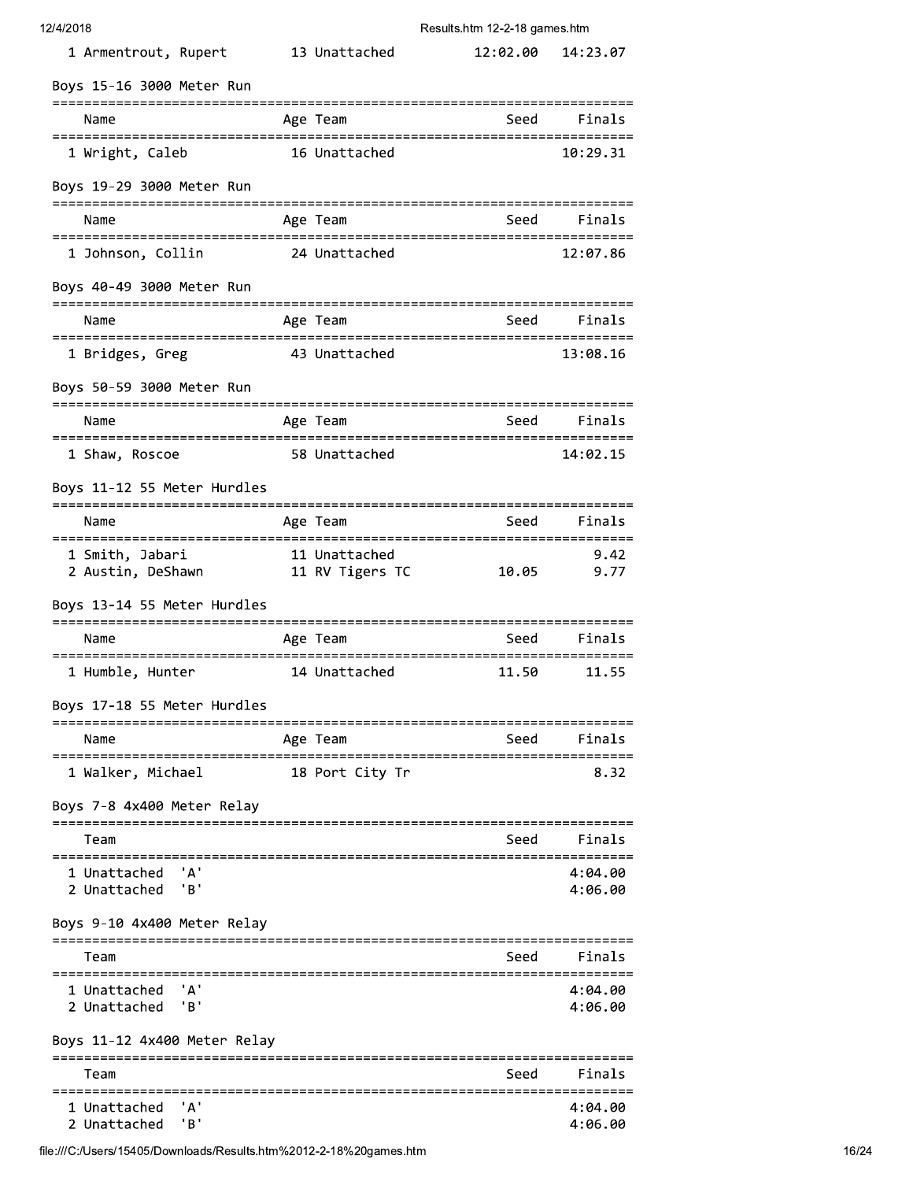| | Name | Age | Team | Seed | Finals |
|---|---|---|---|---|---|
| 1 | Armentrout, Rupert | 13 | Unattached | 12:02.00 | 14:23.07 |

## Boys 15-16 3000 Meter Run

| | Name | Age | Team | Seed | Finals |
|---|---|---|---|---|---|
| 1 | Wright, Caleb | 16 | Unattached | | 10:29.31 |

## Boys 19-29 3000 Meter Run

| | Name | Age | Team | Seed | Finals |
|---|---|---|---|---|---|
| 1 | Johnson, Collin | 24 | Unattached | | 12:07.86 |

## Boys 40-49 3000 Meter Run

| | Name | Age | Team | Seed | Finals |
|---|---|---|---|---|---|
| 1 | Bridges, Greg | 43 | Unattached | | 13:08.16 |

## Boys 50-59 3000 Meter Run

| | Name | Age | Team | Seed | Finals |
|---|---|---|---|---|---|
| 1 | Shaw, Roscoe | 58 | Unattached | | 14:02.15 |

## Boys 11-12 55 Meter Hurdles

| | Name | Age | Team | Seed | Finals |
|---|---|---|---|---|---|
| 1 | Smith, Jabari | 11 | Unattached | | 9.42 |
| 2 | Austin, DeShawn | 11 | RV Tigers TC | 10.05 | 9.77 |

## Boys 13-14 55 Meter Hurdles

| | Name | Age | Team | Seed | Finals |
|---|---|---|---|---|---|
| 1 | Humble, Hunter | 14 | Unattached | 11.50 | 11.55 |

## Boys 17-18 55 Meter Hurdles

| | Name | Age | Team | Seed | Finals |
|---|---|---|---|---|---|
| 1 | Walker, Michael | 18 | Port City Tr | | 8.32 |

## Boys 7-8 4x400 Meter Relay

| | Team | Seed | Finals |
|---|---|---|---|
| 1 | Unattached 'A' | | 4:04.00 |
| 2 | Unattached 'B' | | 4:06.00 |

## Boys 9-10 4x400 Meter Relay

| | Team | Seed | Finals |
|---|---|---|---|
| 1 | Unattached 'A' | | 4:04.00 |
| 2 | Unattached 'B' | | 4:06.00 |

## Boys 11-12 4x400 Meter Relay

| | Team | Seed | Finals |
|---|---|---|---|
| 1 | Unattached 'A' | | 4:04.00 |
| 2 | Unattached 'B' | | 4:06.00 |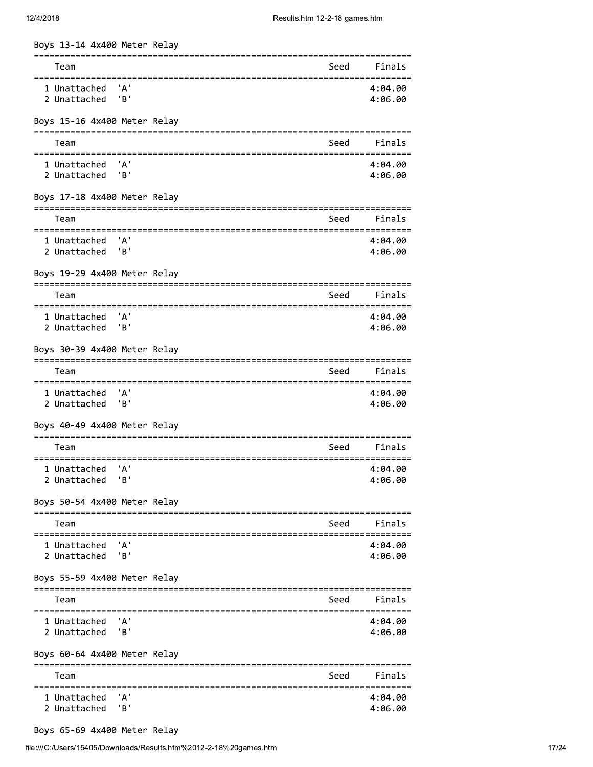Boys 13-14 4x400 Meter Relay

| Team | Seed | Finals |
|---|---|---|
| 1 Unattached 'A' | | 4:04.00 |
| 2 Unattached 'B' | | 4:06.00 |

Boys 15-16 4x400 Meter Relay

| Team | Seed | Finals |
|---|---|---|
| 1 Unattached 'A' | | 4:04.00 |
| 2 Unattached 'B' | | 4:06.00 |

Boys 17-18 4x400 Meter Relay

| Team | Seed | Finals |
|---|---|---|
| 1 Unattached 'A' | | 4:04.00 |
| 2 Unattached 'B' | | 4:06.00 |

Boys 19-29 4x400 Meter Relay

| Team | Seed | Finals |
|---|---|---|
| 1 Unattached 'A' | | 4:04.00 |
| 2 Unattached 'B' | | 4:06.00 |

Boys 30-39 4x400 Meter Relay

| Team | Seed | Finals |
|---|---|---|
| 1 Unattached 'A' | | 4:04.00 |
| 2 Unattached 'B' | | 4:06.00 |

Boys 40-49 4x400 Meter Relay

| Team | Seed | Finals |
|---|---|---|
| 1 Unattached 'A' | | 4:04.00 |
| 2 Unattached 'B' | | 4:06.00 |

Boys 50-54 4x400 Meter Relay

| Team | Seed | Finals |
|---|---|---|
| 1 Unattached 'A' | | 4:04.00 |
| 2 Unattached 'B' | | 4:06.00 |

Boys 55-59 4x400 Meter Relay

| Team | Seed | Finals |
|---|---|---|
| 1 Unattached 'A' | | 4:04.00 |
| 2 Unattached 'B' | | 4:06.00 |

Boys 60-64 4x400 Meter Relay

| Team | Seed | Finals |
|---|---|---|
| 1 Unattached 'A' | | 4:04.00 |
| 2 Unattached 'B' | | 4:06.00 |

Boys 65-69 4x400 Meter Relay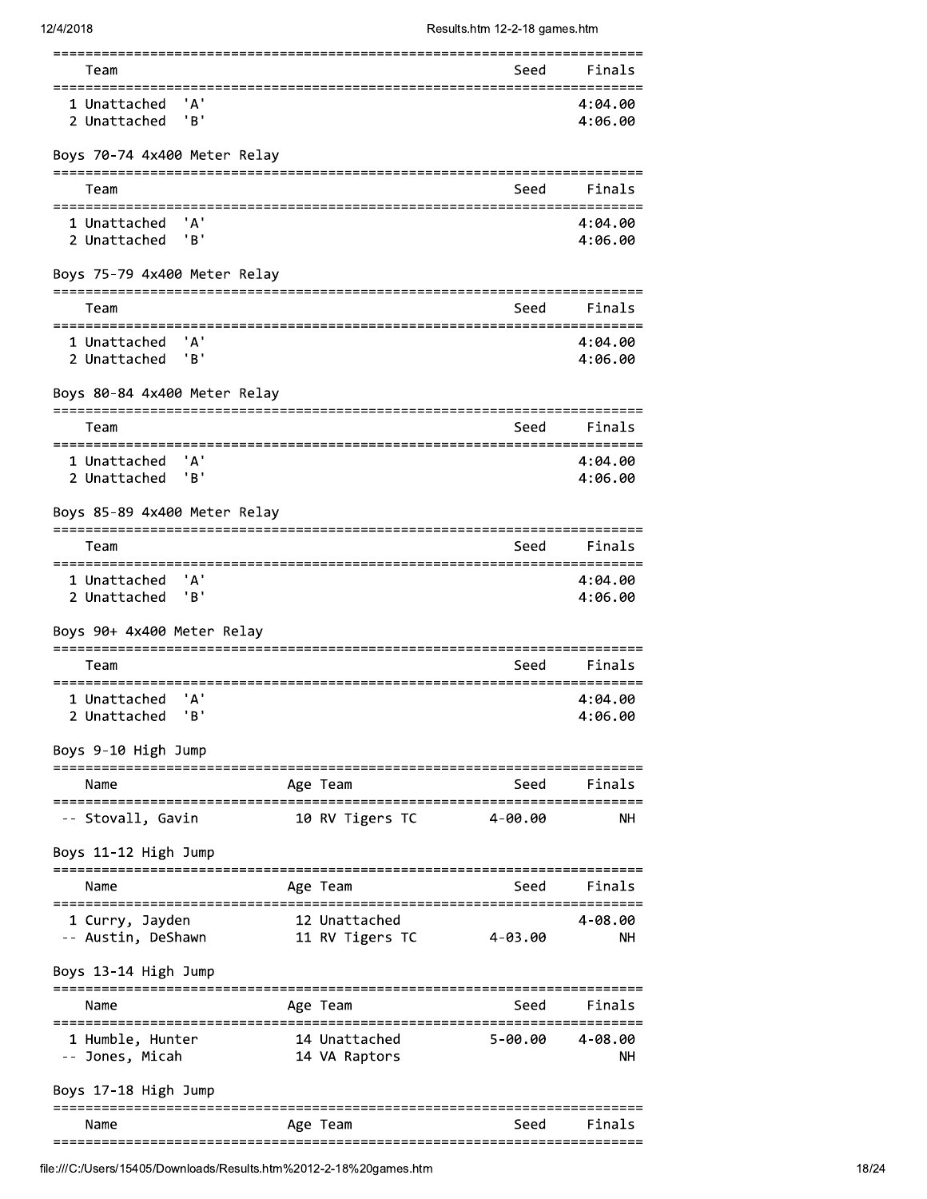| | Team | Seed | Finals |
|---|---|---|---|
| 1 | Unattached 'A' | | 4:04.00 |
| 2 | Unattached 'B' | | 4:06.00 |

### Boys 70-74 4x400 Meter Relay

| | Team | Seed | Finals |
|---|---|---|---|
| 1 | Unattached 'A' | | 4:04.00 |
| 2 | Unattached 'B' | | 4:06.00 |

### Boys 75-79 4x400 Meter Relay

| | Team | Seed | Finals |
|---|---|---|---|
| 1 | Unattached 'A' | | 4:04.00 |
| 2 | Unattached 'B' | | 4:06.00 |

### Boys 80-84 4x400 Meter Relay

| | Team | Seed | Finals |
|---|---|---|---|
| 1 | Unattached 'A' | | 4:04.00 |
| 2 | Unattached 'B' | | 4:06.00 |

### Boys 85-89 4x400 Meter Relay

| | Team | Seed | Finals |
|---|---|---|---|
| 1 | Unattached 'A' | | 4:04.00 |
| 2 | Unattached 'B' | | 4:06.00 |

### Boys 90+ 4x400 Meter Relay

| | Team | Seed | Finals |
|---|---|---|---|
| 1 | Unattached 'A' | | 4:04.00 |
| 2 | Unattached 'B' | | 4:06.00 |

### Boys 9-10 High Jump

| | Name | Age | Team | Seed | Finals |
|---|---|---|---|---|---|
| -- | Stovall, Gavin | 10 | RV Tigers TC | 4-00.00 | NH |

### Boys 11-12 High Jump

| | Name | Age | Team | Seed | Finals |
|---|---|---|---|---|---|
| 1 | Curry, Jayden | 12 | Unattached | | 4-08.00 |
| -- | Austin, DeShawn | 11 | RV Tigers TC | 4-03.00 | NH |

### Boys 13-14 High Jump

| | Name | Age | Team | Seed | Finals |
|---|---|---|---|---|---|
| 1 | Humble, Hunter | 14 | Unattached | 5-00.00 | 4-08.00 |
| -- | Jones, Micah | 14 | VA Raptors | | NH |

### Boys 17-18 High Jump

| | Name | Age | Team | Seed | Finals |
|---|---|---|---|---|---|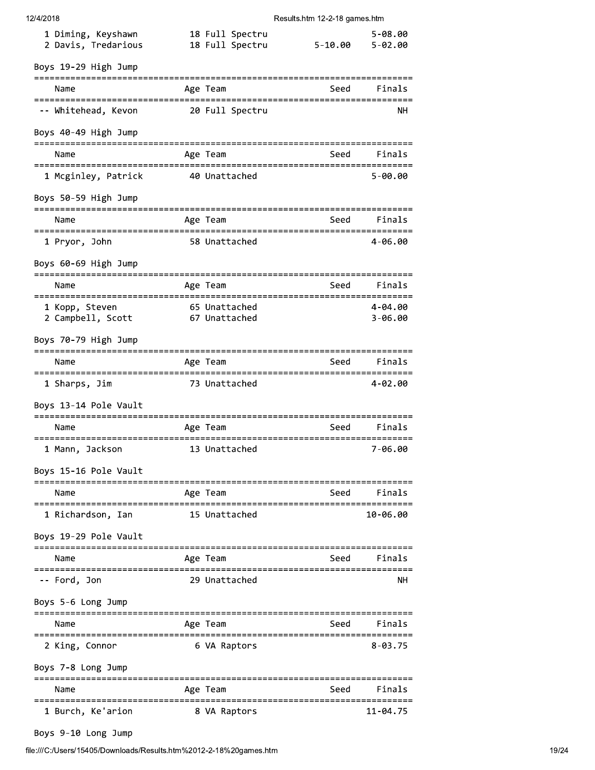| Place | Name | Age | Team | Seed | Finals |
|---|---|---|---|---|---|
| 1 | Diming, Keyshawn | 18 | Full Spectru | | 5-08.00 |
| 2 | Davis, Tredarious | 18 | Full Spectru | 5-10.00 | 5-02.00 |

## Boys 19-29 High Jump

| | Name | Age | Team | Seed | Finals |
|---|---|---|---|---|---|
| -- | Whitehead, Kevon | 20 | Full Spectru | | NH |

## Boys 40-49 High Jump

| | Name | Age | Team | Seed | Finals |
|---|---|---|---|---|---|
| 1 | Mcginley, Patrick | 40 | Unattached | | 5-00.00 |

## Boys 50-59 High Jump

| | Name | Age | Team | Seed | Finals |
|---|---|---|---|---|---|
| 1 | Pryor, John | 58 | Unattached | | 4-06.00 |

## Boys 60-69 High Jump

| | Name | Age | Team | Seed | Finals |
|---|---|---|---|---|---|
| 1 | Kopp, Steven | 65 | Unattached | | 4-04.00 |
| 2 | Campbell, Scott | 67 | Unattached | | 3-06.00 |

## Boys 70-79 High Jump

| | Name | Age | Team | Seed | Finals |
|---|---|---|---|---|---|
| 1 | Sharps, Jim | 73 | Unattached | | 4-02.00 |

## Boys 13-14 Pole Vault

| | Name | Age | Team | Seed | Finals |
|---|---|---|---|---|---|
| 1 | Mann, Jackson | 13 | Unattached | | 7-06.00 |

## Boys 15-16 Pole Vault

| | Name | Age | Team | Seed | Finals |
|---|---|---|---|---|---|
| 1 | Richardson, Ian | 15 | Unattached | | 10-06.00 |

## Boys 19-29 Pole Vault

| | Name | Age | Team | Seed | Finals |
|---|---|---|---|---|---|
| -- | Ford, Jon | 29 | Unattached | | NH |

## Boys 5-6 Long Jump

| | Name | Age | Team | Seed | Finals |
|---|---|---|---|---|---|
| 2 | King, Connor | 6 | VA Raptors | | 8-03.75 |

## Boys 7-8 Long Jump

| | Name | Age | Team | Seed | Finals |
|---|---|---|---|---|---|
| 1 | Burch, Ke'arion | 8 | VA Raptors | | 11-04.75 |

## Boys 9-10 Long Jump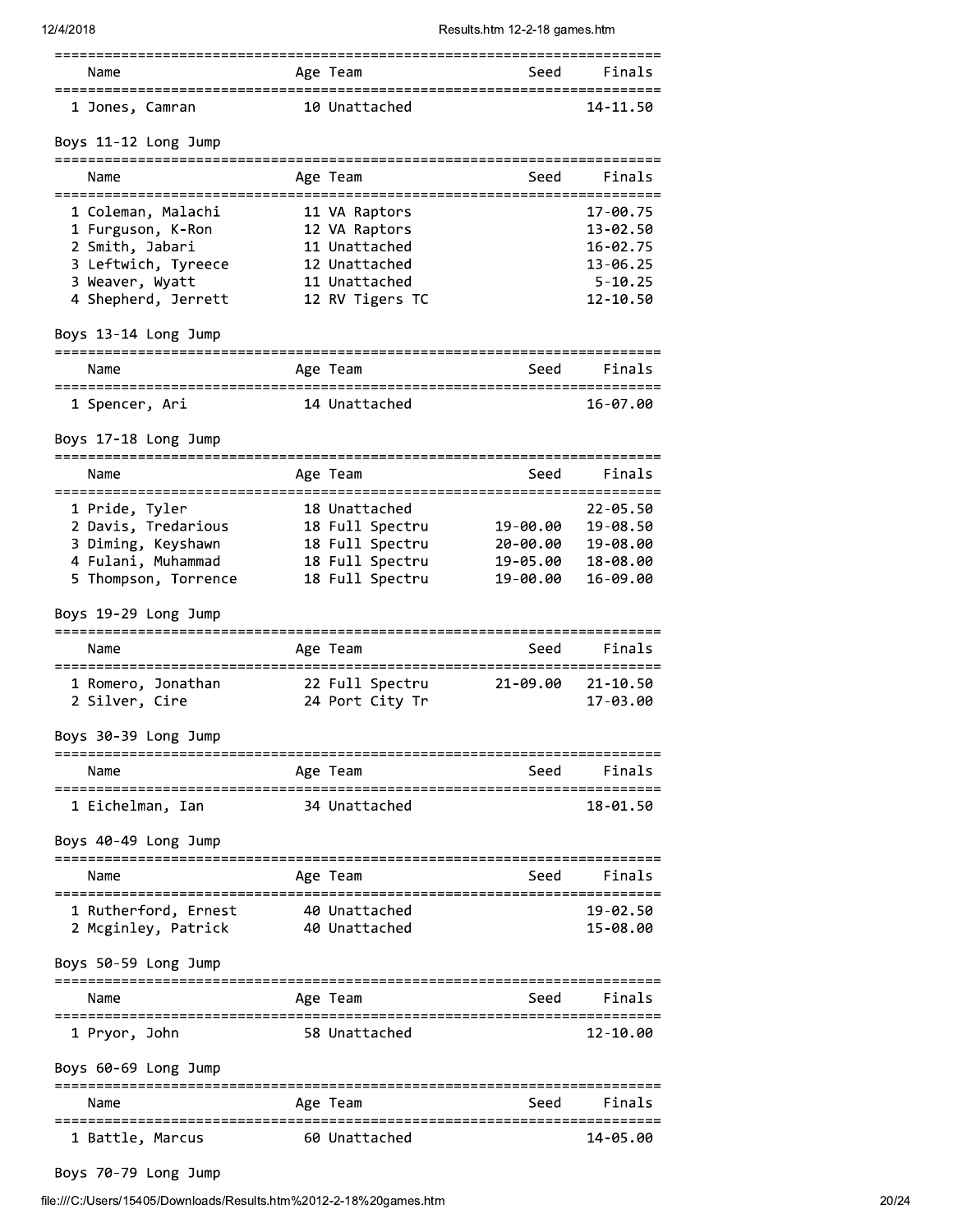| Name | Age | Team | Seed | Finals |
|---|---|---|---|---|
| 1 Jones, Camran | 10 | Unattached | | 14-11.50 |

Boys 11-12 Long Jump

| Name | Age | Team | Seed | Finals |
|---|---|---|---|---|
| 1 Coleman, Malachi | 11 | VA Raptors | | 17-00.75 |
| 1 Furguson, K-Ron | 12 | VA Raptors | | 13-02.50 |
| 2 Smith, Jabari | 11 | Unattached | | 16-02.75 |
| 3 Leftwich, Tyreece | 12 | Unattached | | 13-06.25 |
| 3 Weaver, Wyatt | 11 | Unattached | | 5-10.25 |
| 4 Shepherd, Jerrett | 12 | RV Tigers TC | | 12-10.50 |

Boys 13-14 Long Jump

| Name | Age | Team | Seed | Finals |
|---|---|---|---|---|
| 1 Spencer, Ari | 14 | Unattached | | 16-07.00 |

Boys 17-18 Long Jump

| Name | Age | Team | Seed | Finals |
|---|---|---|---|---|
| 1 Pride, Tyler | 18 | Unattached | | 22-05.50 |
| 2 Davis, Tredarious | 18 | Full Spectru | 19-00.00 | 19-08.50 |
| 3 Diming, Keyshawn | 18 | Full Spectru | 20-00.00 | 19-08.00 |
| 4 Fulani, Muhammad | 18 | Full Spectru | 19-05.00 | 18-08.00 |
| 5 Thompson, Torrence | 18 | Full Spectru | 19-00.00 | 16-09.00 |

Boys 19-29 Long Jump

| Name | Age | Team | Seed | Finals |
|---|---|---|---|---|
| 1 Romero, Jonathan | 22 | Full Spectru | 21-09.00 | 21-10.50 |
| 2 Silver, Cire | 24 | Port City Tr | | 17-03.00 |

Boys 30-39 Long Jump

| Name | Age | Team | Seed | Finals |
|---|---|---|---|---|
| 1 Eichelman, Ian | 34 | Unattached | | 18-01.50 |

Boys 40-49 Long Jump

| Name | Age | Team | Seed | Finals |
|---|---|---|---|---|
| 1 Rutherford, Ernest | 40 | Unattached | | 19-02.50 |
| 2 Mcginley, Patrick | 40 | Unattached | | 15-08.00 |

Boys 50-59 Long Jump

| Name | Age | Team | Seed | Finals |
|---|---|---|---|---|
| 1 Pryor, John | 58 | Unattached | | 12-10.00 |

Boys 60-69 Long Jump

| Name | Age | Team | Seed | Finals |
|---|---|---|---|---|
| 1 Battle, Marcus | 60 | Unattached | | 14-05.00 |

Boys 70-79 Long Jump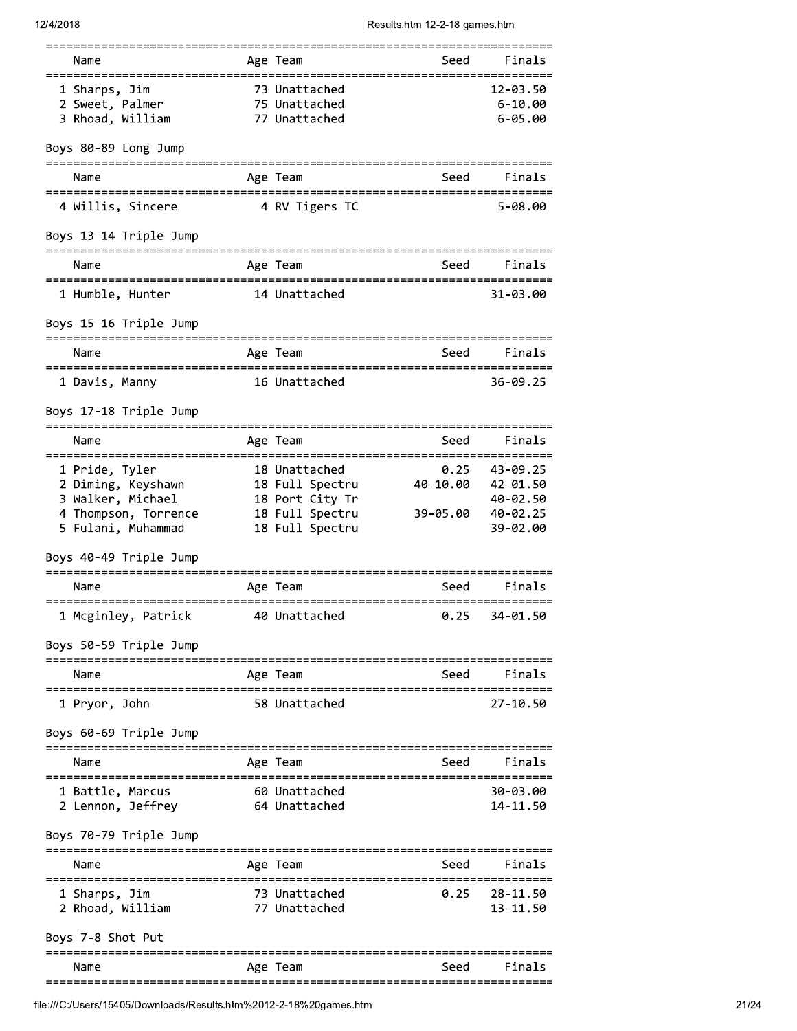| Name | Age | Team | Seed | Finals |
|---|---|---|---|---|
| 1 Sharps, Jim | 73 | Unattached | | 12-03.50 |
| 2 Sweet, Palmer | 75 | Unattached | | 6-10.00 |
| 3 Rhoad, William | 77 | Unattached | | 6-05.00 |

## Boys 80-89 Long Jump

| Name | Age | Team | Seed | Finals |
|---|---|---|---|---|
| 4 Willis, Sincere | 4 | RV Tigers TC | | 5-08.00 |

## Boys 13-14 Triple Jump

| Name | Age | Team | Seed | Finals |
|---|---|---|---|---|
| 1 Humble, Hunter | 14 | Unattached | | 31-03.00 |

## Boys 15-16 Triple Jump

| Name | Age | Team | Seed | Finals |
|---|---|---|---|---|
| 1 Davis, Manny | 16 | Unattached | | 36-09.25 |

## Boys 17-18 Triple Jump

| Name | Age | Team | Seed | Finals |
|---|---|---|---|---|
| 1 Pride, Tyler | 18 | Unattached | 0.25 | 43-09.25 |
| 2 Diming, Keyshawn | 18 | Full Spectru | 40-10.00 | 42-01.50 |
| 3 Walker, Michael | 18 | Port City Tr | | 40-02.50 |
| 4 Thompson, Torrence | 18 | Full Spectru | 39-05.00 | 40-02.25 |
| 5 Fulani, Muhammad | 18 | Full Spectru | | 39-02.00 |

## Boys 40-49 Triple Jump

| Name | Age | Team | Seed | Finals |
|---|---|---|---|---|
| 1 Mcginley, Patrick | 40 | Unattached | 0.25 | 34-01.50 |

## Boys 50-59 Triple Jump

| Name | Age | Team | Seed | Finals |
|---|---|---|---|---|
| 1 Pryor, John | 58 | Unattached | | 27-10.50 |

## Boys 60-69 Triple Jump

| Name | Age | Team | Seed | Finals |
|---|---|---|---|---|
| 1 Battle, Marcus | 60 | Unattached | | 30-03.00 |
| 2 Lennon, Jeffrey | 64 | Unattached | | 14-11.50 |

## Boys 70-79 Triple Jump

| Name | Age | Team | Seed | Finals |
|---|---|---|---|---|
| 1 Sharps, Jim | 73 | Unattached | 0.25 | 28-11.50 |
| 2 Rhoad, William | 77 | Unattached | | 13-11.50 |

## Boys 7-8 Shot Put

| Name | Age | Team | Seed | Finals |
|---|---|---|---|---|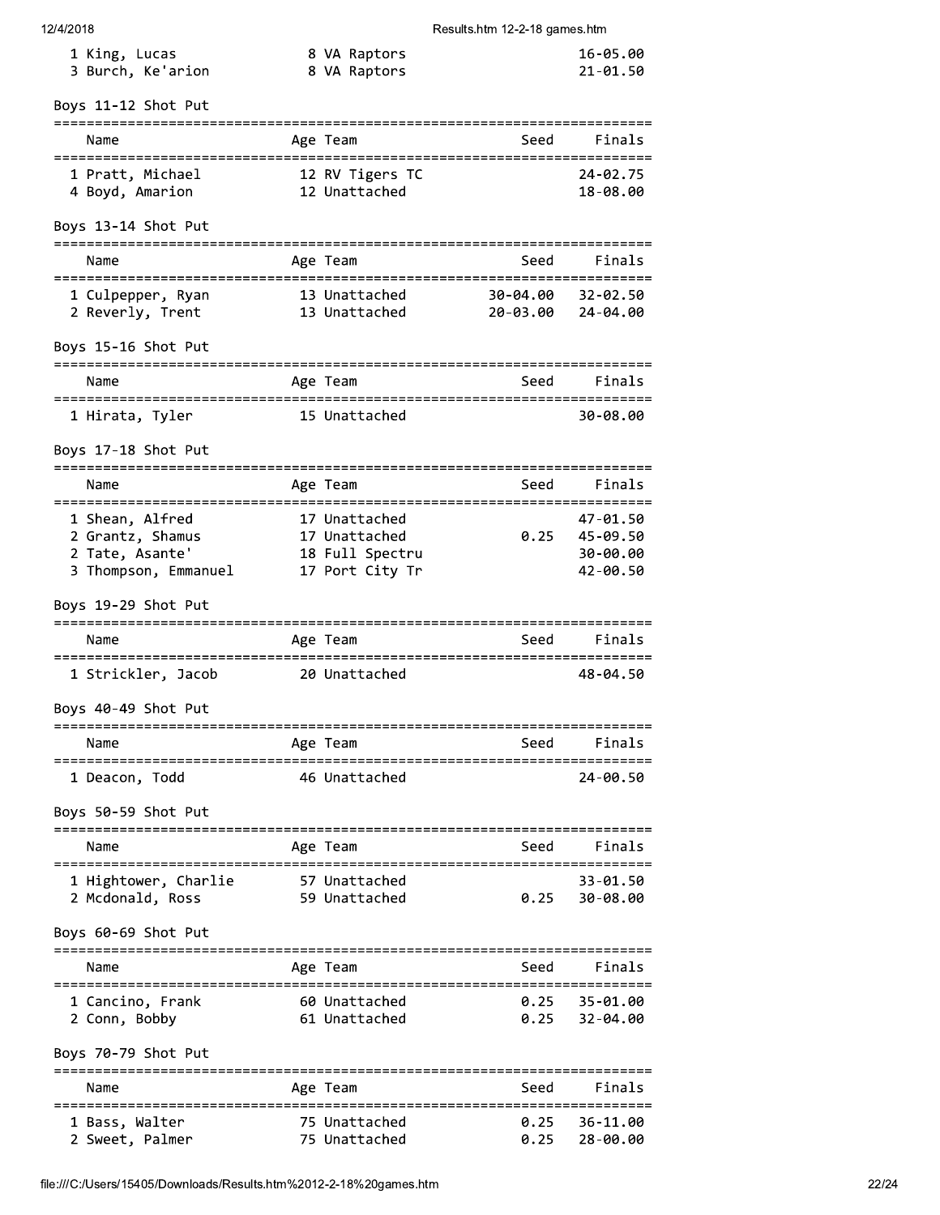| Name | Age | Team | Seed | Finals |
|---|---|---|---|---|
| 1 King, Lucas | 8 | VA Raptors | | 16-05.00 |
| 3 Burch, Ke'arion | 8 | VA Raptors | | 21-01.50 |

## Boys 11-12 Shot Put

| Name | Age | Team | Seed | Finals |
|---|---|---|---|---|
| 1 Pratt, Michael | 12 | RV Tigers TC | | 24-02.75 |
| 4 Boyd, Amarion | 12 | Unattached | | 18-08.00 |

## Boys 13-14 Shot Put

| Name | Age | Team | Seed | Finals |
|---|---|---|---|---|
| 1 Culpepper, Ryan | 13 | Unattached | 30-04.00 | 32-02.50 |
| 2 Reverly, Trent | 13 | Unattached | 20-03.00 | 24-04.00 |

## Boys 15-16 Shot Put

| Name | Age | Team | Seed | Finals |
|---|---|---|---|---|
| 1 Hirata, Tyler | 15 | Unattached | | 30-08.00 |

## Boys 17-18 Shot Put

| Name | Age | Team | Seed | Finals |
|---|---|---|---|---|
| 1 Shean, Alfred | 17 | Unattached | | 47-01.50 |
| 2 Grantz, Shamus | 17 | Unattached | 0.25 | 45-09.50 |
| 2 Tate, Asante' | 18 | Full Spectru | | 30-00.00 |
| 3 Thompson, Emmanuel | 17 | Port City Tr | | 42-00.50 |

## Boys 19-29 Shot Put

| Name | Age | Team | Seed | Finals |
|---|---|---|---|---|
| 1 Strickler, Jacob | 20 | Unattached | | 48-04.50 |

## Boys 40-49 Shot Put

| Name | Age | Team | Seed | Finals |
|---|---|---|---|---|
| 1 Deacon, Todd | 46 | Unattached | | 24-00.50 |

## Boys 50-59 Shot Put

| Name | Age | Team | Seed | Finals |
|---|---|---|---|---|
| 1 Hightower, Charlie | 57 | Unattached | | 33-01.50 |
| 2 Mcdonald, Ross | 59 | Unattached | 0.25 | 30-08.00 |

## Boys 60-69 Shot Put

| Name | Age | Team | Seed | Finals |
|---|---|---|---|---|
| 1 Cancino, Frank | 60 | Unattached | 0.25 | 35-01.00 |
| 2 Conn, Bobby | 61 | Unattached | 0.25 | 32-04.00 |

## Boys 70-79 Shot Put

| Name | Age | Team | Seed | Finals |
|---|---|---|---|---|
| 1 Bass, Walter | 75 | Unattached | 0.25 | 36-11.00 |
| 2 Sweet, Palmer | 75 | Unattached | 0.25 | 28-00.00 |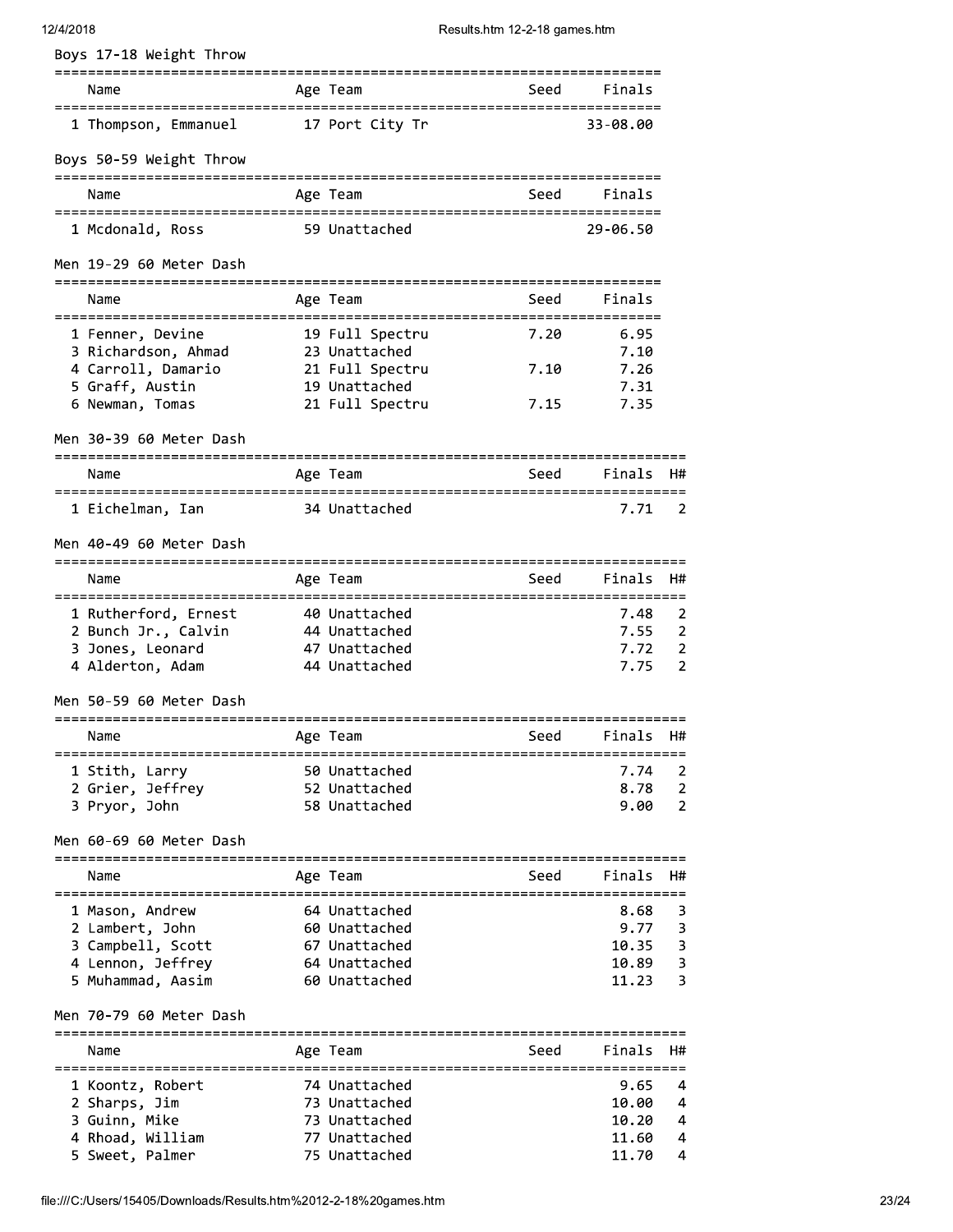## Boys 17-18 Weight Throw

| | Name | Age | Team | Seed | Finals |
|---|---|---|---|---|---|
| 1 | Thompson, Emmanuel | 17 | Port City Tr | | 33-08.00 |

## Boys 50-59 Weight Throw

| | Name | Age | Team | Seed | Finals |
|---|---|---|---|---|---|
| 1 | Mcdonald, Ross | 59 | Unattached | | 29-06.50 |

## Men 19-29 60 Meter Dash

| | Name | Age | Team | Seed | Finals |
|---|---|---|---|---|---|
| 1 | Fenner, Devine | 19 | Full Spectru | 7.20 | 6.95 |
| 3 | Richardson, Ahmad | 23 | Unattached | | 7.10 |
| 4 | Carroll, Damario | 21 | Full Spectru | 7.10 | 7.26 |
| 5 | Graff, Austin | 19 | Unattached | | 7.31 |
| 6 | Newman, Tomas | 21 | Full Spectru | 7.15 | 7.35 |

## Men 30-39 60 Meter Dash

| | Name | Age | Team | Seed | Finals | H# |
|---|---|---|---|---|---|---|
| 1 | Eichelman, Ian | 34 | Unattached | | 7.71 | 2 |

## Men 40-49 60 Meter Dash

| | Name | Age | Team | Seed | Finals | H# |
|---|---|---|---|---|---|---|
| 1 | Rutherford, Ernest | 40 | Unattached | | 7.48 | 2 |
| 2 | Bunch Jr., Calvin | 44 | Unattached | | 7.55 | 2 |
| 3 | Jones, Leonard | 47 | Unattached | | 7.72 | 2 |
| 4 | Alderton, Adam | 44 | Unattached | | 7.75 | 2 |

## Men 50-59 60 Meter Dash

| | Name | Age | Team | Seed | Finals | H# |
|---|---|---|---|---|---|---|
| 1 | Stith, Larry | 50 | Unattached | | 7.74 | 2 |
| 2 | Grier, Jeffrey | 52 | Unattached | | 8.78 | 2 |
| 3 | Pryor, John | 58 | Unattached | | 9.00 | 2 |

## Men 60-69 60 Meter Dash

| | Name | Age | Team | Seed | Finals | H# |
|---|---|---|---|---|---|---|
| 1 | Mason, Andrew | 64 | Unattached | | 8.68 | 3 |
| 2 | Lambert, John | 60 | Unattached | | 9.77 | 3 |
| 3 | Campbell, Scott | 67 | Unattached | | 10.35 | 3 |
| 4 | Lennon, Jeffrey | 64 | Unattached | | 10.89 | 3 |
| 5 | Muhammad, Aasim | 60 | Unattached | | 11.23 | 3 |

## Men 70-79 60 Meter Dash

| | Name | Age | Team | Seed | Finals | H# |
|---|---|---|---|---|---|---|
| 1 | Koontz, Robert | 74 | Unattached | | 9.65 | 4 |
| 2 | Sharps, Jim | 73 | Unattached | | 10.00 | 4 |
| 3 | Guinn, Mike | 73 | Unattached | | 10.20 | 4 |
| 4 | Rhoad, William | 77 | Unattached | | 11.60 | 4 |
| 5 | Sweet, Palmer | 75 | Unattached | | 11.70 | 4 |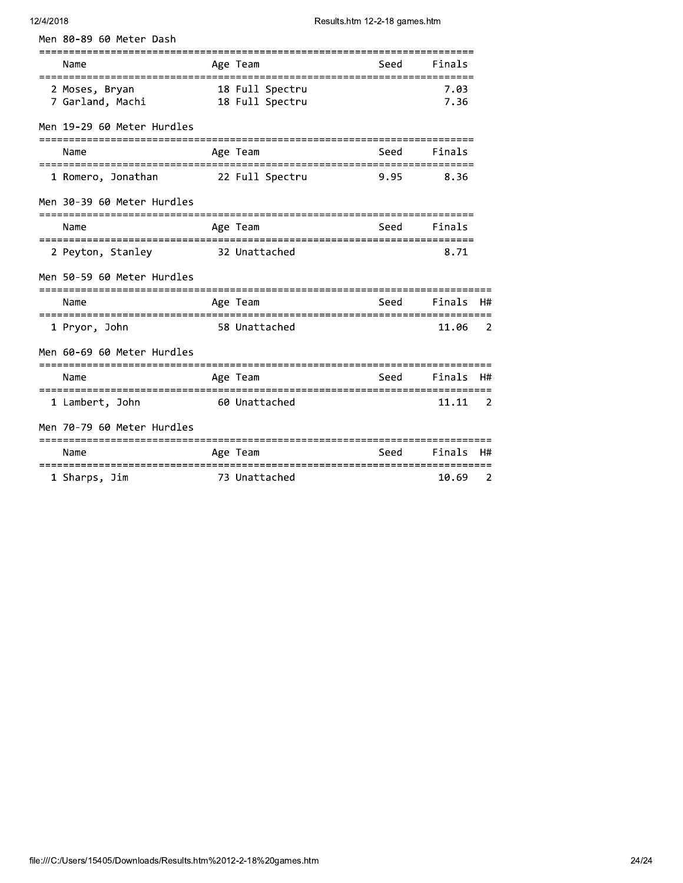## Men 80-89 60 Meter Dash

| | Name | Age | Team | Seed | Finals |
|---|---|---|---|---|---|
| 2 | Moses, Bryan | 18 | Full Spectru | | 7.03 |
| 7 | Garland, Machi | 18 | Full Spectru | | 7.36 |

## Men 19-29 60 Meter Hurdles

| | Name | Age | Team | Seed | Finals |
|---|---|---|---|---|---|
| 1 | Romero, Jonathan | 22 | Full Spectru | 9.95 | 8.36 |

## Men 30-39 60 Meter Hurdles

| | Name | Age | Team | Seed | Finals |
|---|---|---|---|---|---|
| 2 | Peyton, Stanley | 32 | Unattached | | 8.71 |

## Men 50-59 60 Meter Hurdles

| | Name | Age | Team | Seed | Finals | H# |
|---|---|---|---|---|---|---|
| 1 | Pryor, John | 58 | Unattached | | 11.06 | 2 |

## Men 60-69 60 Meter Hurdles

| | Name | Age | Team | Seed | Finals | H# |
|---|---|---|---|---|---|---|
| 1 | Lambert, John | 60 | Unattached | | 11.11 | 2 |

## Men 70-79 60 Meter Hurdles

| | Name | Age | Team | Seed | Finals | H# |
|---|---|---|---|---|---|---|
| 1 | Sharps, Jim | 73 | Unattached | | 10.69 | 2 |